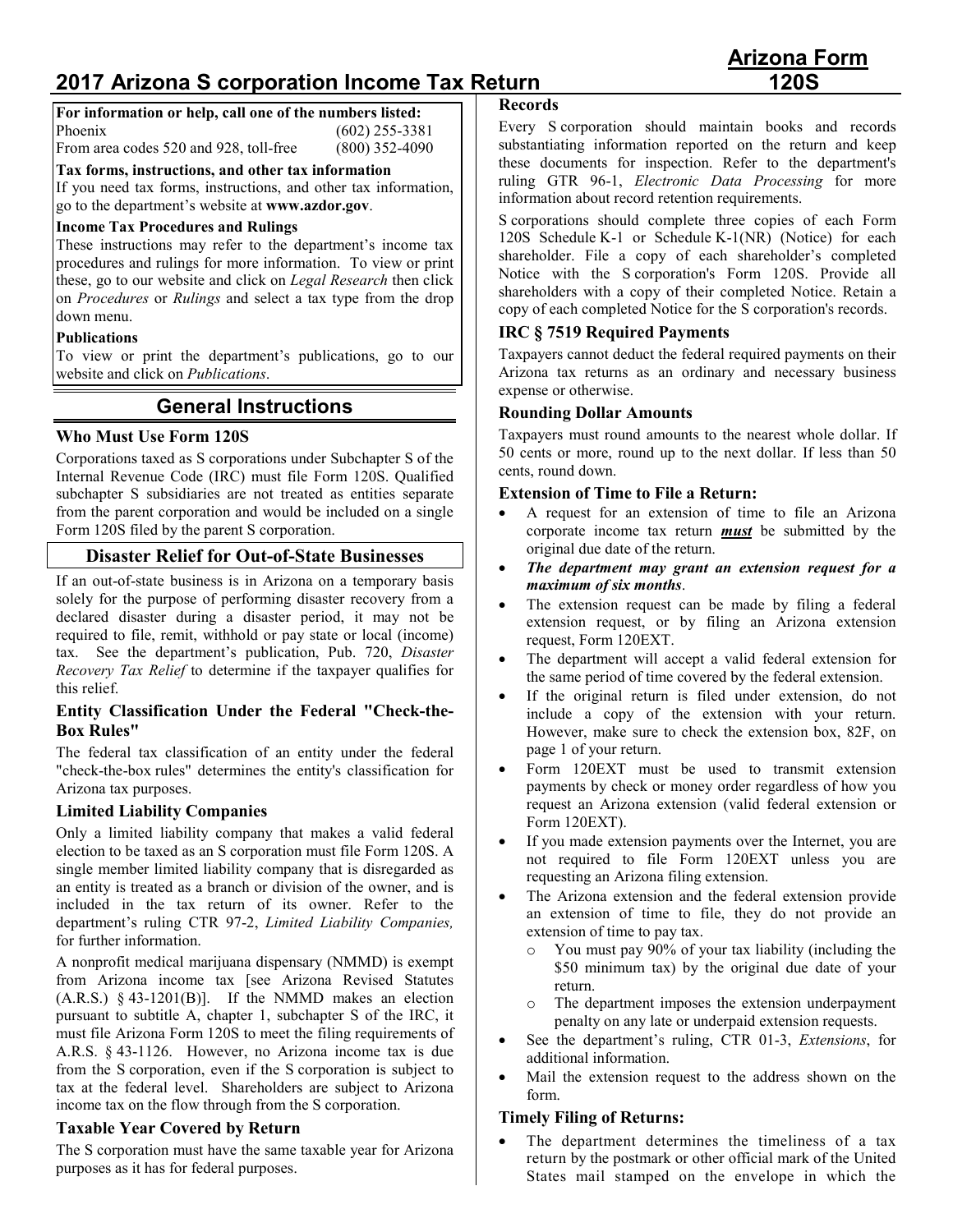# 2017 Arizona S corporation Income Tax Return

**Arizona Form 120S**

**For information or help, call one of the numbers listed:**

| | |
|---|---|
| Phoenix | (602) 255-3381 |
| From area codes 520 and 928, toll-free | (800) 352-4090 |

**Tax forms, instructions, and other tax information**

If you need tax forms, instructions, and other tax information, go to the department's website at **www.azdor.gov**.

**Income Tax Procedures and Rulings**

These instructions may refer to the department's income tax procedures and rulings for more information. To view or print these, go to our website and click on *Legal Research* then click on *Procedures* or *Rulings* and select a tax type from the drop down menu.

**Publications**

To view or print the department's publications, go to our website and click on *Publications*.

## General Instructions

### Who Must Use Form 120S

Corporations taxed as S corporations under Subchapter S of the Internal Revenue Code (IRC) must file Form 120S. Qualified subchapter S subsidiaries are not treated as entities separate from the parent corporation and would be included on a single Form 120S filed by the parent S corporation.

### Disaster Relief for Out-of-State Businesses

If an out-of-state business is in Arizona on a temporary basis solely for the purpose of performing disaster recovery from a declared disaster during a disaster period, it may not be required to file, remit, withhold or pay state or local (income) tax. See the department's publication, Pub. 720, *Disaster Recovery Tax Relief* to determine if the taxpayer qualifies for this relief.

### Entity Classification Under the Federal "Check-the-Box Rules"

The federal tax classification of an entity under the federal "check-the-box rules" determines the entity's classification for Arizona tax purposes.

### Limited Liability Companies

Only a limited liability company that makes a valid federal election to be taxed as an S corporation must file Form 120S. A single member limited liability company that is disregarded as an entity is treated as a branch or division of the owner, and is included in the tax return of its owner. Refer to the department's ruling CTR 97-2, *Limited Liability Companies,* for further information.

A nonprofit medical marijuana dispensary (NMMD) is exempt from Arizona income tax [see Arizona Revised Statutes (A.R.S.) § 43-1201(B)]. If the NMMD makes an election pursuant to subtitle A, chapter 1, subchapter S of the IRC, it must file Arizona Form 120S to meet the filing requirements of A.R.S. § 43-1126. However, no Arizona income tax is due from the S corporation, even if the S corporation is subject to tax at the federal level. Shareholders are subject to Arizona income tax on the flow through from the S corporation.

### Taxable Year Covered by Return

The S corporation must have the same taxable year for Arizona purposes as it has for federal purposes.

### Records

Every S corporation should maintain books and records substantiating information reported on the return and keep these documents for inspection. Refer to the department's ruling GTR 96-1, *Electronic Data Processing* for more information about record retention requirements.

S corporations should complete three copies of each Form 120S Schedule K-1 or Schedule K-1(NR) (Notice) for each shareholder. File a copy of each shareholder's completed Notice with the S corporation's Form 120S. Provide all shareholders with a copy of their completed Notice. Retain a copy of each completed Notice for the S corporation's records.

### IRC § 7519 Required Payments

Taxpayers cannot deduct the federal required payments on their Arizona tax returns as an ordinary and necessary business expense or otherwise.

### Rounding Dollar Amounts

Taxpayers must round amounts to the nearest whole dollar. If 50 cents or more, round up to the next dollar. If less than 50 cents, round down.

### Extension of Time to File a Return:

- A request for an extension of time to file an Arizona corporate income tax return ***must*** be submitted by the original due date of the return.
- ***The department may grant an extension request for a maximum of six months***.
- The extension request can be made by filing a federal extension request, or by filing an Arizona extension request, Form 120EXT.
- The department will accept a valid federal extension for the same period of time covered by the federal extension.
- If the original return is filed under extension, do not include a copy of the extension with your return. However, make sure to check the extension box, 82F, on page 1 of your return.
- Form 120EXT must be used to transmit extension payments by check or money order regardless of how you request an Arizona extension (valid federal extension or Form 120EXT).
- If you made extension payments over the Internet, you are not required to file Form 120EXT unless you are requesting an Arizona filing extension.
- The Arizona extension and the federal extension provide an extension of time to file, they do not provide an extension of time to pay tax.
  - You must pay 90% of your tax liability (including the $50 minimum tax) by the original due date of your return.
  - The department imposes the extension underpayment penalty on any late or underpaid extension requests.
- See the department's ruling, CTR 01-3, *Extensions*, for additional information.
- Mail the extension request to the address shown on the form.

### Timely Filing of Returns:

- The department determines the timeliness of a tax return by the postmark or other official mark of the United States mail stamped on the envelope in which the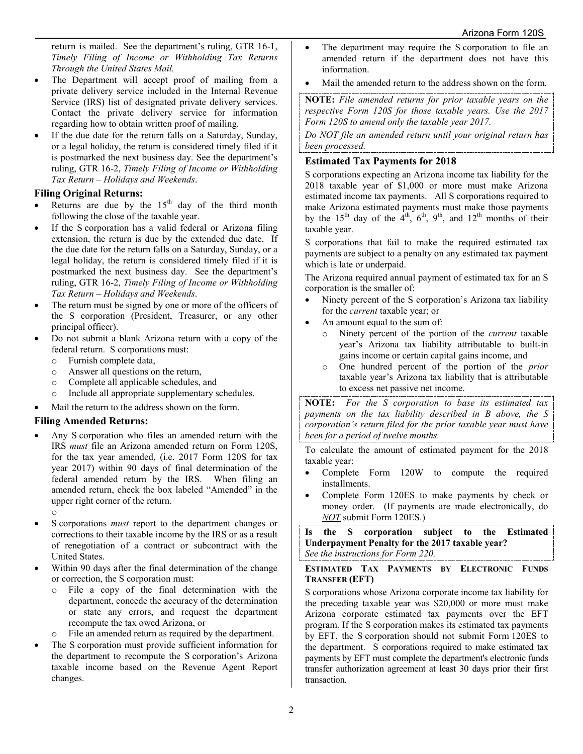return is mailed. See the department's ruling, GTR 16-1, *Timely Filing of Income or Withholding Tax Returns Through the United States Mail.*

- The Department will accept proof of mailing from a private delivery service included in the Internal Revenue Service (IRS) list of designated private delivery services. Contact the private delivery service for information regarding how to obtain written proof of mailing.
- If the due date for the return falls on a Saturday, Sunday, or a legal holiday, the return is considered timely filed if it is postmarked the next business day. See the department's ruling, GTR 16-2, *Timely Filing of Income or Withholding Tax Return – Holidays and Weekends*.

### Filing Original Returns:

- Returns are due by the 15th day of the third month following the close of the taxable year.
- If the S corporation has a valid federal or Arizona filing extension, the return is due by the extended due date. If the due date for the return falls on a Saturday, Sunday, or a legal holiday, the return is considered timely filed if it is postmarked the next business day. See the department's ruling, GTR 16-2, *Timely Filing of Income or Withholding Tax Return – Holidays and Weekends*.
- The return must be signed by one or more of the officers of the S corporation (President, Treasurer, or any other principal officer).
- Do not submit a blank Arizona return with a copy of the federal return. S corporations must:
  - Furnish complete data,
  - Answer all questions on the return,
  - Complete all applicable schedules, and
  - Include all appropriate supplementary schedules.
- Mail the return to the address shown on the form.

### Filing Amended Returns:

- Any S corporation who files an amended return with the IRS *must* file an Arizona amended return on Form 120S, for the tax year amended, (i.e. 2017 Form 120S for tax year 2017) within 90 days of final determination of the federal amended return by the IRS. When filing an amended return, check the box labeled "Amended" in the upper right corner of the return.
  - 
- S corporations *must* report to the department changes or corrections to their taxable income by the IRS or as a result of renegotiation of a contract or subcontract with the United States.
- Within 90 days after the final determination of the change or correction, the S corporation must:
  - File a copy of the final determination with the department, concede the accuracy of the determination or state any errors, and request the department recompute the tax owed Arizona, or
  - File an amended return as required by the department.
- The S corporation must provide sufficient information for the department to recompute the S corporation's Arizona taxable income based on the Revenue Agent Report changes.
- The department may require the S corporation to file an amended return if the department does not have this information.
- Mail the amended return to the address shown on the form.

**NOTE:** *File amended returns for prior taxable years on the respective Form 120S for those taxable years. Use the 2017 Form 120S to amend only the taxable year 2017.*

*Do NOT file an amended return until your original return has been processed.*

### Estimated Tax Payments for 2018

S corporations expecting an Arizona income tax liability for the 2018 taxable year of $1,000 or more must make Arizona estimated income tax payments. All S corporations required to make Arizona estimated payments must make those payments by the 15th day of the 4th, 6th, 9th, and 12th months of their taxable year.

S corporations that fail to make the required estimated tax payments are subject to a penalty on any estimated tax payment which is late or underpaid.

The Arizona required annual payment of estimated tax for an S corporation is the smaller of:

- Ninety percent of the S corporation's Arizona tax liability for the *current* taxable year; or
- An amount equal to the sum of:
  - Ninety percent of the portion of the *current* taxable year's Arizona tax liability attributable to built-in gains income or certain capital gains income, and
  - One hundred percent of the portion of the *prior* taxable year's Arizona tax liability that is attributable to excess net passive net income.

**NOTE:** *For the S corporation to base its estimated tax payments on the tax liability described in B above, the S corporation's return filed for the prior taxable year must have been for a period of twelve months.*

To calculate the amount of estimated payment for the 2018 taxable year:

- Complete Form 120W to compute the required installments.
- Complete Form 120ES to make payments by check or money order. (If payments are made electronically, do ***NOT*** submit Form 120ES.)

**Is the S corporation subject to the Estimated Underpayment Penalty for the 2017 taxable year?**
*See the instructions for Form 220.*

#### Estimated Tax Payments by Electronic Funds Transfer (EFT)

S corporations whose Arizona corporate income tax liability for the preceding taxable year was $20,000 or more must make Arizona corporate estimated tax payments over the EFT program. If the S corporation makes its estimated tax payments by EFT, the S corporation should not submit Form 120ES to the department. S corporations required to make estimated tax payments by EFT must complete the department's electronic funds transfer authorization agreement at least 30 days prior their first transaction.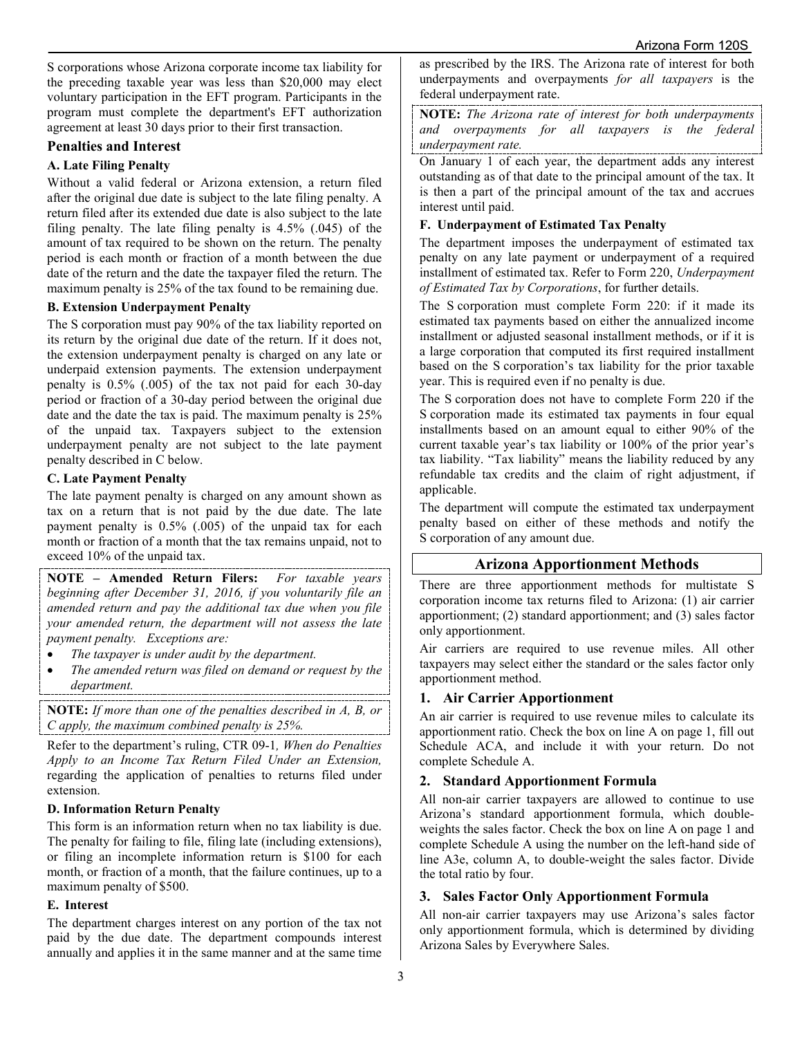S corporations whose Arizona corporate income tax liability for the preceding taxable year was less than $20,000 may elect voluntary participation in the EFT program. Participants in the program must complete the department's EFT authorization agreement at least 30 days prior to their first transaction.

## Penalties and Interest

### A. Late Filing Penalty

Without a valid federal or Arizona extension, a return filed after the original due date is subject to the late filing penalty. A return filed after its extended due date is also subject to the late filing penalty. The late filing penalty is 4.5% (.045) of the amount of tax required to be shown on the return. The penalty period is each month or fraction of a month between the due date of the return and the date the taxpayer filed the return. The maximum penalty is 25% of the tax found to be remaining due.

### B. Extension Underpayment Penalty

The S corporation must pay 90% of the tax liability reported on its return by the original due date of the return. If it does not, the extension underpayment penalty is charged on any late or underpaid extension payments. The extension underpayment penalty is 0.5% (.005) of the tax not paid for each 30-day period or fraction of a 30-day period between the original due date and the date the tax is paid. The maximum penalty is 25% of the unpaid tax. Taxpayers subject to the extension underpayment penalty are not subject to the late payment penalty described in C below.

### C. Late Payment Penalty

The late payment penalty is charged on any amount shown as tax on a return that is not paid by the due date. The late payment penalty is 0.5% (.005) of the unpaid tax for each month or fraction of a month that the tax remains unpaid, not to exceed 10% of the unpaid tax.

**NOTE – Amended Return Filers:** *For taxable years beginning after December 31, 2016, if you voluntarily file an amended return and pay the additional tax due when you file your amended return, the department will not assess the late payment penalty. Exceptions are:*

- *The taxpayer is under audit by the department.*
- *The amended return was filed on demand or request by the department.*

**NOTE:** *If more than one of the penalties described in A, B, or C apply, the maximum combined penalty is 25%.*

Refer to the department's ruling, CTR 09-1, *When do Penalties Apply to an Income Tax Return Filed Under an Extension,* regarding the application of penalties to returns filed under extension.

### D. Information Return Penalty

This form is an information return when no tax liability is due. The penalty for failing to file, filing late (including extensions), or filing an incomplete information return is $100 for each month, or fraction of a month, that the failure continues, up to a maximum penalty of $500.

### E. Interest

The department charges interest on any portion of the tax not paid by the due date. The department compounds interest annually and applies it in the same manner and at the same time as prescribed by the IRS. The Arizona rate of interest for both underpayments and overpayments *for all taxpayers* is the federal underpayment rate.

**NOTE:** *The Arizona rate of interest for both underpayments and overpayments for all taxpayers is the federal underpayment rate.*

On January 1 of each year, the department adds any interest outstanding as of that date to the principal amount of the tax. It is then a part of the principal amount of the tax and accrues interest until paid.

### F. Underpayment of Estimated Tax Penalty

The department imposes the underpayment of estimated tax penalty on any late payment or underpayment of a required installment of estimated tax. Refer to Form 220, *Underpayment of Estimated Tax by Corporations*, for further details.

The S corporation must complete Form 220: if it made its estimated tax payments based on either the annualized income installment or adjusted seasonal installment methods, or if it is a large corporation that computed its first required installment based on the S corporation's tax liability for the prior taxable year. This is required even if no penalty is due.

The S corporation does not have to complete Form 220 if the S corporation made its estimated tax payments in four equal installments based on an amount equal to either 90% of the current taxable year's tax liability or 100% of the prior year's tax liability. "Tax liability" means the liability reduced by any refundable tax credits and the claim of right adjustment, if applicable.

The department will compute the estimated tax underpayment penalty based on either of these methods and notify the S corporation of any amount due.

## Arizona Apportionment Methods

There are three apportionment methods for multistate S corporation income tax returns filed to Arizona: (1) air carrier apportionment; (2) standard apportionment; and (3) sales factor only apportionment.

Air carriers are required to use revenue miles. All other taxpayers may select either the standard or the sales factor only apportionment method.

### 1. Air Carrier Apportionment

An air carrier is required to use revenue miles to calculate its apportionment ratio. Check the box on line A on page 1, fill out Schedule ACA, and include it with your return. Do not complete Schedule A.

### 2. Standard Apportionment Formula

All non-air carrier taxpayers are allowed to continue to use Arizona's standard apportionment formula, which double-weights the sales factor. Check the box on line A on page 1 and complete Schedule A using the number on the left-hand side of line A3e, column A, to double-weight the sales factor. Divide the total ratio by four.

### 3. Sales Factor Only Apportionment Formula

All non-air carrier taxpayers may use Arizona's sales factor only apportionment formula, which is determined by dividing Arizona Sales by Everywhere Sales.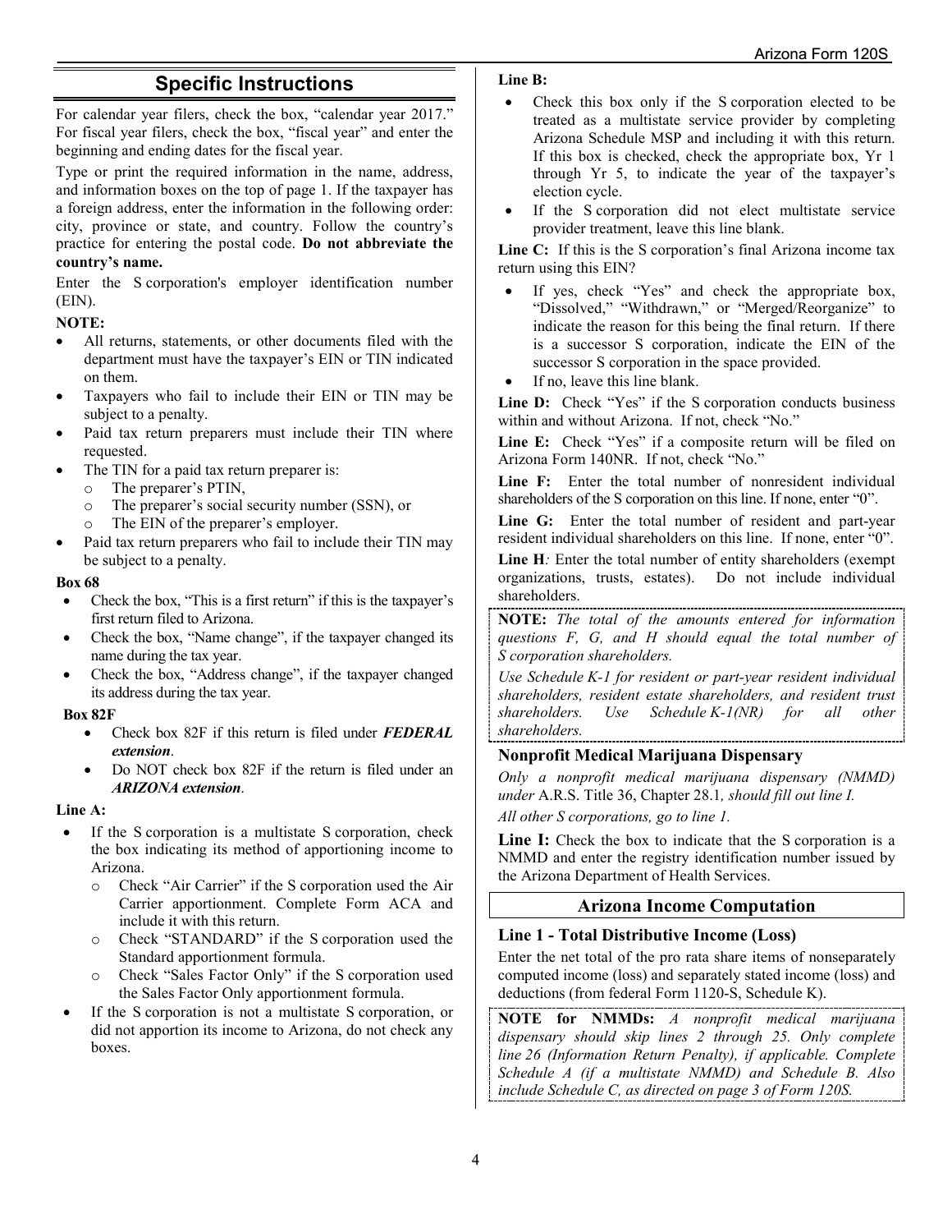## Specific Instructions

For calendar year filers, check the box, "calendar year 2017." For fiscal year filers, check the box, "fiscal year" and enter the beginning and ending dates for the fiscal year.

Type or print the required information in the name, address, and information boxes on the top of page 1. If the taxpayer has a foreign address, enter the information in the following order: city, province or state, and country. Follow the country's practice for entering the postal code. **Do not abbreviate the country's name.**

Enter the S corporation's employer identification number (EIN).

**NOTE:**

- All returns, statements, or other documents filed with the department must have the taxpayer's EIN or TIN indicated on them.
- Taxpayers who fail to include their EIN or TIN may be subject to a penalty.
- Paid tax return preparers must include their TIN where requested.
- The TIN for a paid tax return preparer is:
  - The preparer's PTIN,
  - The preparer's social security number (SSN), or
  - The EIN of the preparer's employer.
- Paid tax return preparers who fail to include their TIN may be subject to a penalty.

**Box 68**

- Check the box, "This is a first return" if this is the taxpayer's first return filed to Arizona.
- Check the box, "Name change", if the taxpayer changed its name during the tax year.
- Check the box, "Address change", if the taxpayer changed its address during the tax year.

**Box 82F**

- Check box 82F if this return is filed under ***FEDERAL extension***.
- Do NOT check box 82F if the return is filed under an ***ARIZONA extension***.

**Line A:**

- If the S corporation is a multistate S corporation, check the box indicating its method of apportioning income to Arizona.
  - Check "Air Carrier" if the S corporation used the Air Carrier apportionment. Complete Form ACA and include it with this return.
  - Check "STANDARD" if the S corporation used the Standard apportionment formula.
  - Check "Sales Factor Only" if the S corporation used the Sales Factor Only apportionment formula.
- If the S corporation is not a multistate S corporation, or did not apportion its income to Arizona, do not check any boxes.

**Line B:**

- Check this box only if the S corporation elected to be treated as a multistate service provider by completing Arizona Schedule MSP and including it with this return. If this box is checked, check the appropriate box, Yr 1 through Yr 5, to indicate the year of the taxpayer's election cycle.
- If the S corporation did not elect multistate service provider treatment, leave this line blank.

**Line C:** If this is the S corporation's final Arizona income tax return using this EIN?

- If yes, check "Yes" and check the appropriate box, "Dissolved," "Withdrawn," or "Merged/Reorganize" to indicate the reason for this being the final return. If there is a successor S corporation, indicate the EIN of the successor S corporation in the space provided.
- If no, leave this line blank.

**Line D:** Check "Yes" if the S corporation conducts business within and without Arizona. If not, check "No."

**Line E:** Check "Yes" if a composite return will be filed on Arizona Form 140NR. If not, check "No."

**Line F:** Enter the total number of nonresident individual shareholders of the S corporation on this line. If none, enter "0".

**Line G:** Enter the total number of resident and part-year resident individual shareholders on this line. If none, enter "0".

**Line H***:* Enter the total number of entity shareholders (exempt organizations, trusts, estates). Do not include individual shareholders.

**NOTE:** *The total of the amounts entered for information questions F, G, and H should equal the total number of S corporation shareholders.*

*Use Schedule K-1 for resident or part-year resident individual shareholders, resident estate shareholders, and resident trust shareholders. Use Schedule K-1(NR) for all other shareholders.*

### Nonprofit Medical Marijuana Dispensary

*Only a nonprofit medical marijuana dispensary (NMMD) under* A.R.S. Title 36, Chapter 28.1*, should fill out line I.*

*All other S corporations, go to line 1.*

**Line I:** Check the box to indicate that the S corporation is a NMMD and enter the registry identification number issued by the Arizona Department of Health Services.

## Arizona Income Computation

### Line 1 - Total Distributive Income (Loss)

Enter the net total of the pro rata share items of nonseparately computed income (loss) and separately stated income (loss) and deductions (from federal Form 1120-S, Schedule K).

**NOTE for NMMDs:** *A nonprofit medical marijuana dispensary should skip lines 2 through 25. Only complete line 26 (Information Return Penalty), if applicable. Complete Schedule A (if a multistate NMMD) and Schedule B. Also include Schedule C, as directed on page 3 of Form 120S.*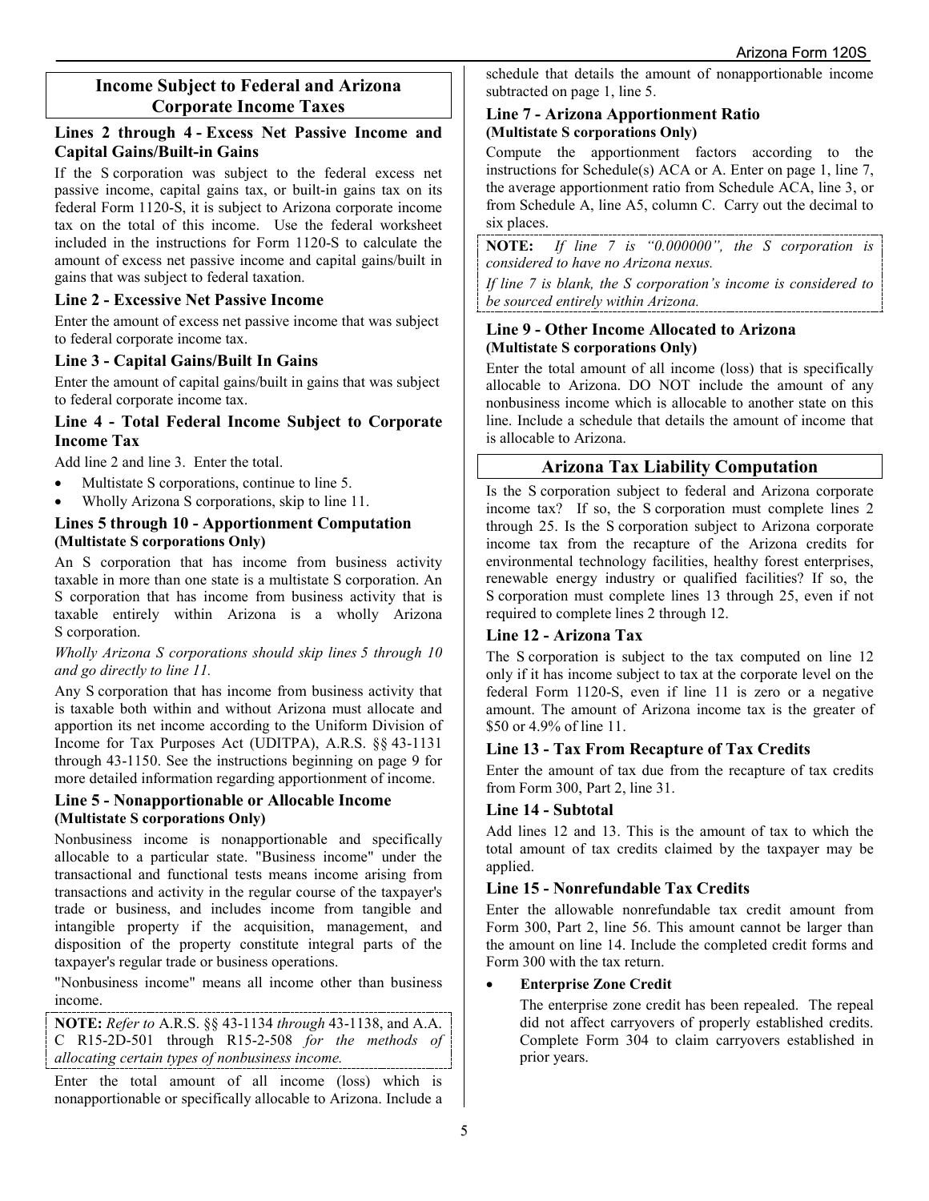## Income Subject to Federal and Arizona Corporate Income Taxes

### Lines 2 through 4 - Excess Net Passive Income and Capital Gains/Built-in Gains

If the S corporation was subject to the federal excess net passive income, capital gains tax, or built-in gains tax on its federal Form 1120-S, it is subject to Arizona corporate income tax on the total of this income. Use the federal worksheet included in the instructions for Form 1120-S to calculate the amount of excess net passive income and capital gains/built in gains that was subject to federal taxation.

### Line 2 - Excessive Net Passive Income

Enter the amount of excess net passive income that was subject to federal corporate income tax.

### Line 3 - Capital Gains/Built In Gains

Enter the amount of capital gains/built in gains that was subject to federal corporate income tax.

### Line 4 - Total Federal Income Subject to Corporate Income Tax

Add line 2 and line 3. Enter the total.

- Multistate S corporations, continue to line 5.
- Wholly Arizona S corporations, skip to line 11.

### Lines 5 through 10 - Apportionment Computation (Multistate S corporations Only)

An S corporation that has income from business activity taxable in more than one state is a multistate S corporation. An S corporation that has income from business activity that is taxable entirely within Arizona is a wholly Arizona S corporation.

*Wholly Arizona S corporations should skip lines 5 through 10 and go directly to line 11.*

Any S corporation that has income from business activity that is taxable both within and without Arizona must allocate and apportion its net income according to the Uniform Division of Income for Tax Purposes Act (UDITPA), A.R.S. §§ 43-1131 through 43-1150. See the instructions beginning on page 9 for more detailed information regarding apportionment of income.

### Line 5 - Nonapportionable or Allocable Income (Multistate S corporations Only)

Nonbusiness income is nonapportionable and specifically allocable to a particular state. "Business income" under the transactional and functional tests means income arising from transactions and activity in the regular course of the taxpayer's trade or business, and includes income from tangible and intangible property if the acquisition, management, and disposition of the property constitute integral parts of the taxpayer's regular trade or business operations.

"Nonbusiness income" means all income other than business income.

**NOTE:** *Refer to* A.R.S. §§ 43-1134 *through* 43-1138, and A.A.C R15-2D-501 through R15-2-508 *for the methods of allocating certain types of nonbusiness income.*

Enter the total amount of all income (loss) which is nonapportionable or specifically allocable to Arizona. Include a schedule that details the amount of nonapportionable income subtracted on page 1, line 5.

### Line 7 - Arizona Apportionment Ratio (Multistate S corporations Only)

Compute the apportionment factors according to the instructions for Schedule(s) ACA or A. Enter on page 1, line 7, the average apportionment ratio from Schedule ACA, line 3, or from Schedule A, line A5, column C. Carry out the decimal to six places.

**NOTE:** *If line 7 is "0.000000", the S corporation is considered to have no Arizona nexus.*

*If line 7 is blank, the S corporation's income is considered to be sourced entirely within Arizona.*

### Line 9 - Other Income Allocated to Arizona (Multistate S corporations Only)

Enter the total amount of all income (loss) that is specifically allocable to Arizona. DO NOT include the amount of any nonbusiness income which is allocable to another state on this line. Include a schedule that details the amount of income that is allocable to Arizona.

## Arizona Tax Liability Computation

Is the S corporation subject to federal and Arizona corporate income tax? If so, the S corporation must complete lines 2 through 25. Is the S corporation subject to Arizona corporate income tax from the recapture of the Arizona credits for environmental technology facilities, healthy forest enterprises, renewable energy industry or qualified facilities? If so, the S corporation must complete lines 13 through 25, even if not required to complete lines 2 through 12.

### Line 12 - Arizona Tax

The S corporation is subject to the tax computed on line 12 only if it has income subject to tax at the corporate level on the federal Form 1120-S, even if line 11 is zero or a negative amount. The amount of Arizona income tax is the greater of $50 or 4.9% of line 11.

### Line 13 - Tax From Recapture of Tax Credits

Enter the amount of tax due from the recapture of tax credits from Form 300, Part 2, line 31.

### Line 14 - Subtotal

Add lines 12 and 13. This is the amount of tax to which the total amount of tax credits claimed by the taxpayer may be applied.

### Line 15 - Nonrefundable Tax Credits

Enter the allowable nonrefundable tax credit amount from Form 300, Part 2, line 56. This amount cannot be larger than the amount on line 14. Include the completed credit forms and Form 300 with the tax return.

- **Enterprise Zone Credit**

  The enterprise zone credit has been repealed. The repeal did not affect carryovers of properly established credits. Complete Form 304 to claim carryovers established in prior years.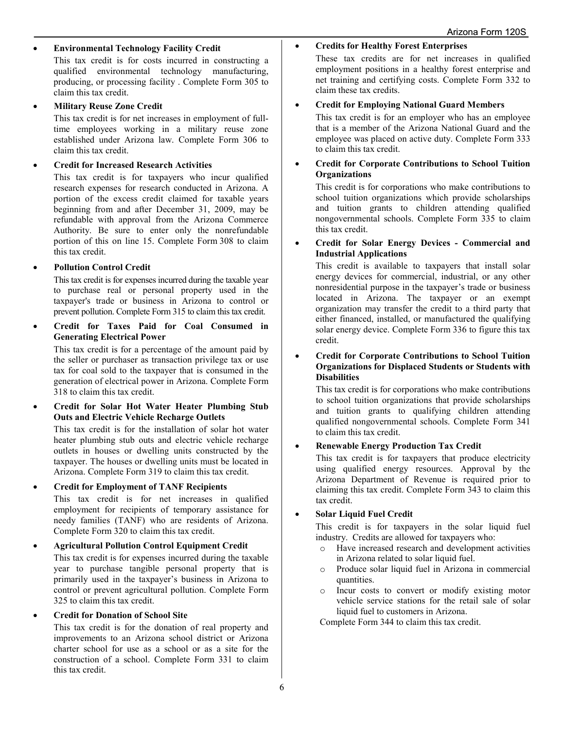- **Environmental Technology Facility Credit**

  This tax credit is for costs incurred in constructing a qualified environmental technology manufacturing, producing, or processing facility . Complete Form 305 to claim this tax credit.

- **Military Reuse Zone Credit**

  This tax credit is for net increases in employment of full-time employees working in a military reuse zone established under Arizona law. Complete Form 306 to claim this tax credit.

- **Credit for Increased Research Activities**

  This tax credit is for taxpayers who incur qualified research expenses for research conducted in Arizona. A portion of the excess credit claimed for taxable years beginning from and after December 31, 2009, may be refundable with approval from the Arizona Commerce Authority. Be sure to enter only the nonrefundable portion of this on line 15. Complete Form 308 to claim this tax credit.

- **Pollution Control Credit**

  This tax credit is for expenses incurred during the taxable year to purchase real or personal property used in the taxpayer's trade or business in Arizona to control or prevent pollution. Complete Form 315 to claim this tax credit.

- **Credit for Taxes Paid for Coal Consumed in Generating Electrical Power**

  This tax credit is for a percentage of the amount paid by the seller or purchaser as transaction privilege tax or use tax for coal sold to the taxpayer that is consumed in the generation of electrical power in Arizona. Complete Form 318 to claim this tax credit.

- **Credit for Solar Hot Water Heater Plumbing Stub Outs and Electric Vehicle Recharge Outlets**

  This tax credit is for the installation of solar hot water heater plumbing stub outs and electric vehicle recharge outlets in houses or dwelling units constructed by the taxpayer. The houses or dwelling units must be located in Arizona. Complete Form 319 to claim this tax credit.

- **Credit for Employment of TANF Recipients**

  This tax credit is for net increases in qualified employment for recipients of temporary assistance for needy families (TANF) who are residents of Arizona. Complete Form 320 to claim this tax credit.

- **Agricultural Pollution Control Equipment Credit**

  This tax credit is for expenses incurred during the taxable year to purchase tangible personal property that is primarily used in the taxpayer's business in Arizona to control or prevent agricultural pollution. Complete Form 325 to claim this tax credit.

- **Credit for Donation of School Site**

  This tax credit is for the donation of real property and improvements to an Arizona school district or Arizona charter school for use as a school or as a site for the construction of a school. Complete Form 331 to claim this tax credit.

- **Credits for Healthy Forest Enterprises**

  These tax credits are for net increases in qualified employment positions in a healthy forest enterprise and net training and certifying costs. Complete Form 332 to claim these tax credits.

- **Credit for Employing National Guard Members**

  This tax credit is for an employer who has an employee that is a member of the Arizona National Guard and the employee was placed on active duty. Complete Form 333 to claim this tax credit.

- **Credit for Corporate Contributions to School Tuition Organizations**

  This credit is for corporations who make contributions to school tuition organizations which provide scholarships and tuition grants to children attending qualified nongovernmental schools. Complete Form 335 to claim this tax credit.

- **Credit for Solar Energy Devices - Commercial and Industrial Applications**

  This credit is available to taxpayers that install solar energy devices for commercial, industrial, or any other nonresidential purpose in the taxpayer's trade or business located in Arizona. The taxpayer or an exempt organization may transfer the credit to a third party that either financed, installed, or manufactured the qualifying solar energy device. Complete Form 336 to figure this tax credit.

- **Credit for Corporate Contributions to School Tuition Organizations for Displaced Students or Students with Disabilities**

  This tax credit is for corporations who make contributions to school tuition organizations that provide scholarships and tuition grants to qualifying children attending qualified nongovernmental schools. Complete Form 341 to claim this tax credit.

- **Renewable Energy Production Tax Credit**

  This tax credit is for taxpayers that produce electricity using qualified energy resources. Approval by the Arizona Department of Revenue is required prior to claiming this tax credit. Complete Form 343 to claim this tax credit.

- **Solar Liquid Fuel Credit**

  This credit is for taxpayers in the solar liquid fuel industry. Credits are allowed for taxpayers who:

  - Have increased research and development activities in Arizona related to solar liquid fuel.
  - Produce solar liquid fuel in Arizona in commercial quantities.
  - Incur costs to convert or modify existing motor vehicle service stations for the retail sale of solar liquid fuel to customers in Arizona.

  Complete Form 344 to claim this tax credit.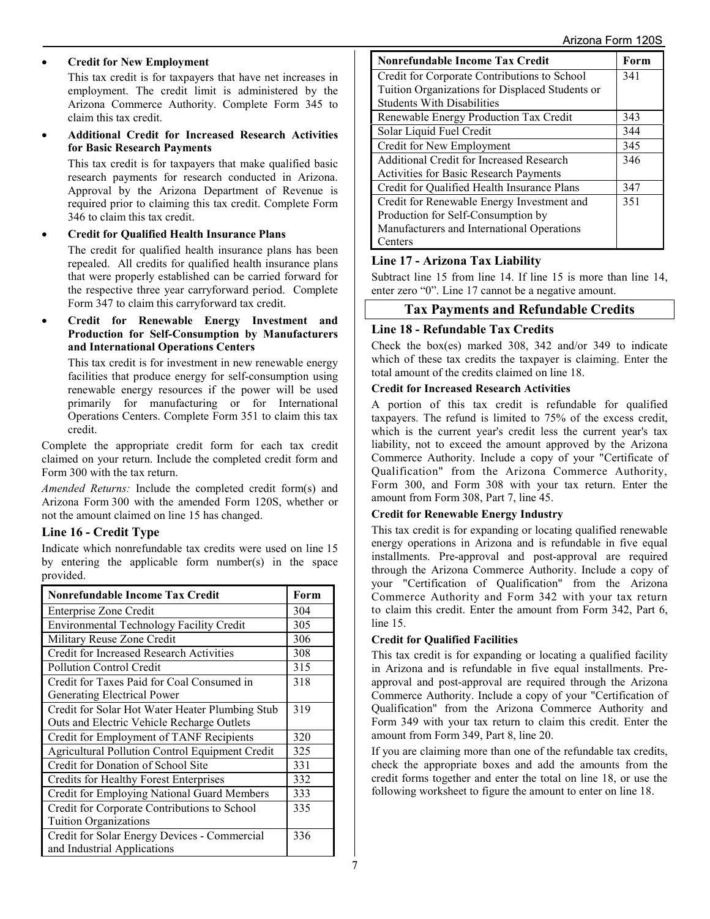- **Credit for New Employment**

  This tax credit is for taxpayers that have net increases in employment. The credit limit is administered by the Arizona Commerce Authority. Complete Form 345 to claim this tax credit.

- **Additional Credit for Increased Research Activities for Basic Research Payments**

  This tax credit is for taxpayers that make qualified basic research payments for research conducted in Arizona. Approval by the Arizona Department of Revenue is required prior to claiming this tax credit. Complete Form 346 to claim this tax credit.

- **Credit for Qualified Health Insurance Plans**

  The credit for qualified health insurance plans has been repealed. All credits for qualified health insurance plans that were properly established can be carried forward for the respective three year carryforward period. Complete Form 347 to claim this carryforward tax credit.

- **Credit for Renewable Energy Investment and Production for Self-Consumption by Manufacturers and International Operations Centers**

  This tax credit is for investment in new renewable energy facilities that produce energy for self-consumption using renewable energy resources if the power will be used primarily for manufacturing or for International Operations Centers. Complete Form 351 to claim this tax credit.

Complete the appropriate credit form for each tax credit claimed on your return. Include the completed credit form and Form 300 with the tax return.

*Amended Returns:* Include the completed credit form(s) and Arizona Form 300 with the amended Form 120S, whether or not the amount claimed on line 15 has changed.

### Line 16 - Credit Type

Indicate which nonrefundable tax credits were used on line 15 by entering the applicable form number(s) in the space provided.

| Nonrefundable Income Tax Credit | Form |
|---|---|
| Enterprise Zone Credit | 304 |
| Environmental Technology Facility Credit | 305 |
| Military Reuse Zone Credit | 306 |
| Credit for Increased Research Activities | 308 |
| Pollution Control Credit | 315 |
| Credit for Taxes Paid for Coal Consumed in Generating Electrical Power | 318 |
| Credit for Solar Hot Water Heater Plumbing Stub Outs and Electric Vehicle Recharge Outlets | 319 |
| Credit for Employment of TANF Recipients | 320 |
| Agricultural Pollution Control Equipment Credit | 325 |
| Credit for Donation of School Site | 331 |
| Credits for Healthy Forest Enterprises | 332 |
| Credit for Employing National Guard Members | 333 |
| Credit for Corporate Contributions to School Tuition Organizations | 335 |
| Credit for Solar Energy Devices - Commercial and Industrial Applications | 336 |
| Credit for Corporate Contributions to School Tuition Organizations for Displaced Students or Students With Disabilities | 341 |
| Renewable Energy Production Tax Credit | 343 |
| Solar Liquid Fuel Credit | 344 |
| Credit for New Employment | 345 |
| Additional Credit for Increased Research Activities for Basic Research Payments | 346 |
| Credit for Qualified Health Insurance Plans | 347 |
| Credit for Renewable Energy Investment and Production for Self-Consumption by Manufacturers and International Operations Centers | 351 |

### Line 17 - Arizona Tax Liability

Subtract line 15 from line 14. If line 15 is more than line 14, enter zero "0". Line 17 cannot be a negative amount.

## Tax Payments and Refundable Credits

### Line 18 - Refundable Tax Credits

Check the box(es) marked 308, 342 and/or 349 to indicate which of these tax credits the taxpayer is claiming. Enter the total amount of the credits claimed on line 18.

**Credit for Increased Research Activities**

A portion of this tax credit is refundable for qualified taxpayers. The refund is limited to 75% of the excess credit, which is the current year's credit less the current year's tax liability, not to exceed the amount approved by the Arizona Commerce Authority. Include a copy of your "Certificate of Qualification" from the Arizona Commerce Authority, Form 300, and Form 308 with your tax return. Enter the amount from Form 308, Part 7, line 45.

**Credit for Renewable Energy Industry**

This tax credit is for expanding or locating qualified renewable energy operations in Arizona and is refundable in five equal installments. Pre-approval and post-approval are required through the Arizona Commerce Authority. Include a copy of your "Certification of Qualification" from the Arizona Commerce Authority and Form 342 with your tax return to claim this credit. Enter the amount from Form 342, Part 6, line 15.

**Credit for Qualified Facilities**

This tax credit is for expanding or locating a qualified facility in Arizona and is refundable in five equal installments. Pre-approval and post-approval are required through the Arizona Commerce Authority. Include a copy of your "Certification of Qualification" from the Arizona Commerce Authority and Form 349 with your tax return to claim this credit. Enter the amount from Form 349, Part 8, line 20.

If you are claiming more than one of the refundable tax credits, check the appropriate boxes and add the amounts from the credit forms together and enter the total on line 18, or use the following worksheet to figure the amount to enter on line 18.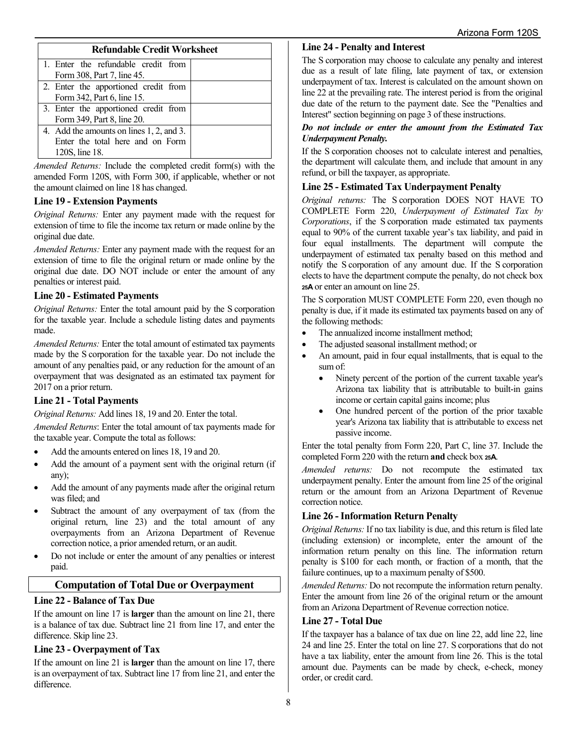| Refundable Credit Worksheet | |
|---|---|
| 1. Enter the refundable credit from Form 308, Part 7, line 45. | |
| 2. Enter the apportioned credit from Form 342, Part 6, line 15. | |
| 3. Enter the apportioned credit from Form 349, Part 8, line 20. | |
| 4. Add the amounts on lines 1, 2, and 3. Enter the total here and on Form 120S, line 18. | |

*Amended Returns:* Include the completed credit form(s) with the amended Form 120S, with Form 300, if applicable, whether or not the amount claimed on line 18 has changed.

### Line 19 - Extension Payments

*Original Returns:* Enter any payment made with the request for extension of time to file the income tax return or made online by the original due date.

*Amended Returns:* Enter any payment made with the request for an extension of time to file the original return or made online by the original due date. DO NOT include or enter the amount of any penalties or interest paid.

### Line 20 - Estimated Payments

*Original Returns:* Enter the total amount paid by the S corporation for the taxable year. Include a schedule listing dates and payments made.

*Amended Returns:* Enter the total amount of estimated tax payments made by the S corporation for the taxable year. Do not include the amount of any penalties paid, or any reduction for the amount of an overpayment that was designated as an estimated tax payment for 2017 on a prior return.

### Line 21 - Total Payments

*Original Returns:* Add lines 18, 19 and 20. Enter the total.

*Amended Returns*: Enter the total amount of tax payments made for the taxable year. Compute the total as follows:

- Add the amounts entered on lines 18, 19 and 20.
- Add the amount of a payment sent with the original return (if any);
- Add the amount of any payments made after the original return was filed; and
- Subtract the amount of any overpayment of tax (from the original return, line 23) and the total amount of any overpayments from an Arizona Department of Revenue correction notice, a prior amended return, or an audit.
- Do not include or enter the amount of any penalties or interest paid.

## Computation of Total Due or Overpayment

### Line 22 - Balance of Tax Due

If the amount on line 17 is **larger** than the amount on line 21, there is a balance of tax due. Subtract line 21 from line 17, and enter the difference. Skip line 23.

### Line 23 - Overpayment of Tax

If the amount on line 21 is **larger** than the amount on line 17, there is an overpayment of tax. Subtract line 17 from line 21, and enter the difference.

### Line 24 - Penalty and Interest

The S corporation may choose to calculate any penalty and interest due as a result of late filing, late payment of tax, or extension underpayment of tax. Interest is calculated on the amount shown on line 22 at the prevailing rate. The interest period is from the original due date of the return to the payment date. See the "Penalties and Interest" section beginning on page 3 of these instructions.

***Do not include or enter the amount from the Estimated Tax Underpayment Penalty.***

If the S corporation chooses not to calculate interest and penalties, the department will calculate them, and include that amount in any refund, or bill the taxpayer, as appropriate.

### Line 25 - Estimated Tax Underpayment Penalty

*Original returns:* The S corporation DOES NOT HAVE TO COMPLETE Form 220, *Underpayment of Estimated Tax by Corporations*, if the S corporation made estimated tax payments equal to 90% of the current taxable year's tax liability, and paid in four equal installments. The department will compute the underpayment of estimated tax penalty based on this method and notify the S corporation of any amount due. If the S corporation elects to have the department compute the penalty, do not check box **25A** or enter an amount on line 25.

The S corporation MUST COMPLETE Form 220, even though no penalty is due, if it made its estimated tax payments based on any of the following methods:

- The annualized income installment method;
- The adjusted seasonal installment method; or
- An amount, paid in four equal installments, that is equal to the sum of:
  - Ninety percent of the portion of the current taxable year's Arizona tax liability that is attributable to built-in gains income or certain capital gains income; plus
  - One hundred percent of the portion of the prior taxable year's Arizona tax liability that is attributable to excess net passive income.

Enter the total penalty from Form 220, Part C, line 37. Include the completed Form 220 with the return **and** check box **25A**.

*Amended returns:* Do not recompute the estimated tax underpayment penalty. Enter the amount from line 25 of the original return or the amount from an Arizona Department of Revenue correction notice.

### Line 26 - Information Return Penalty

*Original Returns:* If no tax liability is due, and this return is filed late (including extension) or incomplete, enter the amount of the information return penalty on this line. The information return penalty is $100 for each month, or fraction of a month, that the failure continues, up to a maximum penalty of $500.

*Amended Returns:* Do not recompute the information return penalty. Enter the amount from line 26 of the original return or the amount from an Arizona Department of Revenue correction notice.

### Line 27 - Total Due

If the taxpayer has a balance of tax due on line 22, add line 22, line 24 and line 25. Enter the total on line 27. S corporations that do not have a tax liability, enter the amount from line 26. This is the total amount due. Payments can be made by check, e-check, money order, or credit card.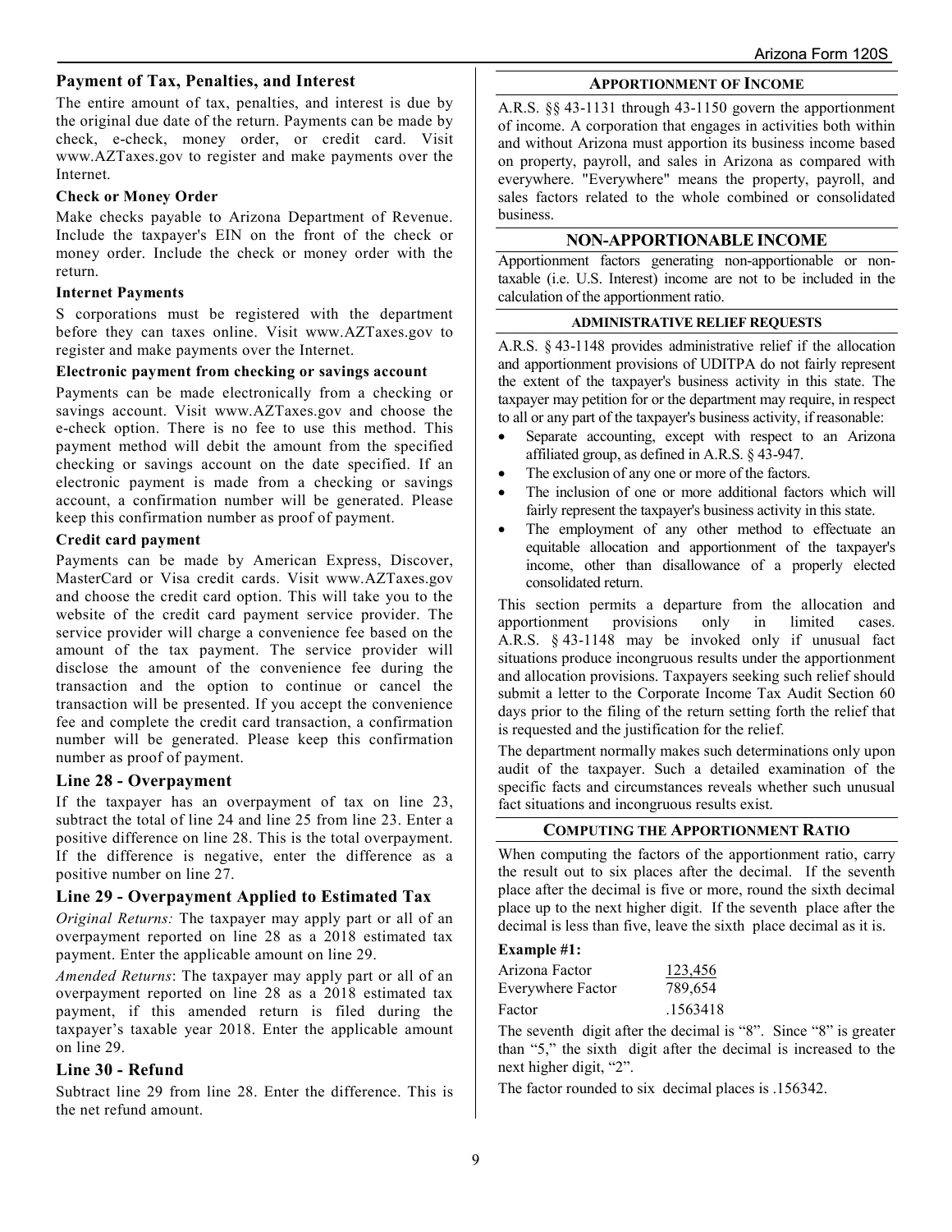## Payment of Tax, Penalties, and Interest

The entire amount of tax, penalties, and interest is due by the original due date of the return. Payments can be made by check, e-check, money order, or credit card. Visit www.AZTaxes.gov to register and make payments over the Internet.

### Check or Money Order

Make checks payable to Arizona Department of Revenue. Include the taxpayer's EIN on the front of the check or money order. Include the check or money order with the return.

### Internet Payments

S corporations must be registered with the department before they can taxes online. Visit www.AZTaxes.gov to register and make payments over the Internet.

### Electronic payment from checking or savings account

Payments can be made electronically from a checking or savings account. Visit www.AZTaxes.gov and choose the e-check option. There is no fee to use this method. This payment method will debit the amount from the specified checking or savings account on the date specified. If an electronic payment is made from a checking or savings account, a confirmation number will be generated. Please keep this confirmation number as proof of payment.

### Credit card payment

Payments can be made by American Express, Discover, MasterCard or Visa credit cards. Visit www.AZTaxes.gov and choose the credit card option. This will take you to the website of the credit card payment service provider. The service provider will charge a convenience fee based on the amount of the tax payment. The service provider will disclose the amount of the convenience fee during the transaction and the option to continue or cancel the transaction will be presented. If you accept the convenience fee and complete the credit card transaction, a confirmation number will be generated. Please keep this confirmation number as proof of payment.

## Line 28 - Overpayment

If the taxpayer has an overpayment of tax on line 23, subtract the total of line 24 and line 25 from line 23. Enter a positive difference on line 28. This is the total overpayment. If the difference is negative, enter the difference as a positive number on line 27.

## Line 29 - Overpayment Applied to Estimated Tax

*Original Returns:* The taxpayer may apply part or all of an overpayment reported on line 28 as a 2018 estimated tax payment. Enter the applicable amount on line 29.

*Amended Returns*: The taxpayer may apply part or all of an overpayment reported on line 28 as a 2018 estimated tax payment, if this amended return is filed during the taxpayer's taxable year 2018. Enter the applicable amount on line 29.

## Line 30 - Refund

Subtract line 29 from line 28. Enter the difference. This is the net refund amount.

## APPORTIONMENT OF INCOME

A.R.S. §§ 43-1131 through 43-1150 govern the apportionment of income. A corporation that engages in activities both within and without Arizona must apportion its business income based on property, payroll, and sales in Arizona as compared with everywhere. "Everywhere" means the property, payroll, and sales factors related to the whole combined or consolidated business.

## NON-APPORTIONABLE INCOME

Apportionment factors generating non-apportionable or non-taxable (i.e. U.S. Interest) income are not to be included in the calculation of the apportionment ratio.

## ADMINISTRATIVE RELIEF REQUESTS

A.R.S. § 43-1148 provides administrative relief if the allocation and apportionment provisions of UDITPA do not fairly represent the extent of the taxpayer's business activity in this state. The taxpayer may petition for or the department may require, in respect to all or any part of the taxpayer's business activity, if reasonable:

- Separate accounting, except with respect to an Arizona affiliated group, as defined in A.R.S. § 43-947.
- The exclusion of any one or more of the factors.
- The inclusion of one or more additional factors which will fairly represent the taxpayer's business activity in this state.
- The employment of any other method to effectuate an equitable allocation and apportionment of the taxpayer's income, other than disallowance of a properly elected consolidated return.

This section permits a departure from the allocation and apportionment provisions only in limited cases. A.R.S. § 43-1148 may be invoked only if unusual fact situations produce incongruous results under the apportionment and allocation provisions. Taxpayers seeking such relief should submit a letter to the Corporate Income Tax Audit Section 60 days prior to the filing of the return setting forth the relief that is requested and the justification for the relief.

The department normally makes such determinations only upon audit of the taxpayer. Such a detailed examination of the specific facts and circumstances reveals whether such unusual fact situations and incongruous results exist.

## COMPUTING THE APPORTIONMENT RATIO

When computing the factors of the apportionment ratio, carry the result out to six places after the decimal. If the seventh place after the decimal is five or more, round the sixth decimal place up to the next higher digit. If the seventh place after the decimal is less than five, leave the sixth place decimal as it is.

**Example #1:**

| | |
|---|---|
| Arizona Factor | 123,456 |
| Everywhere Factor | 789,654 |
| Factor | .1563418 |

The seventh digit after the decimal is "8". Since "8" is greater than "5," the sixth digit after the decimal is increased to the next higher digit, "2".

The factor rounded to six decimal places is .156342.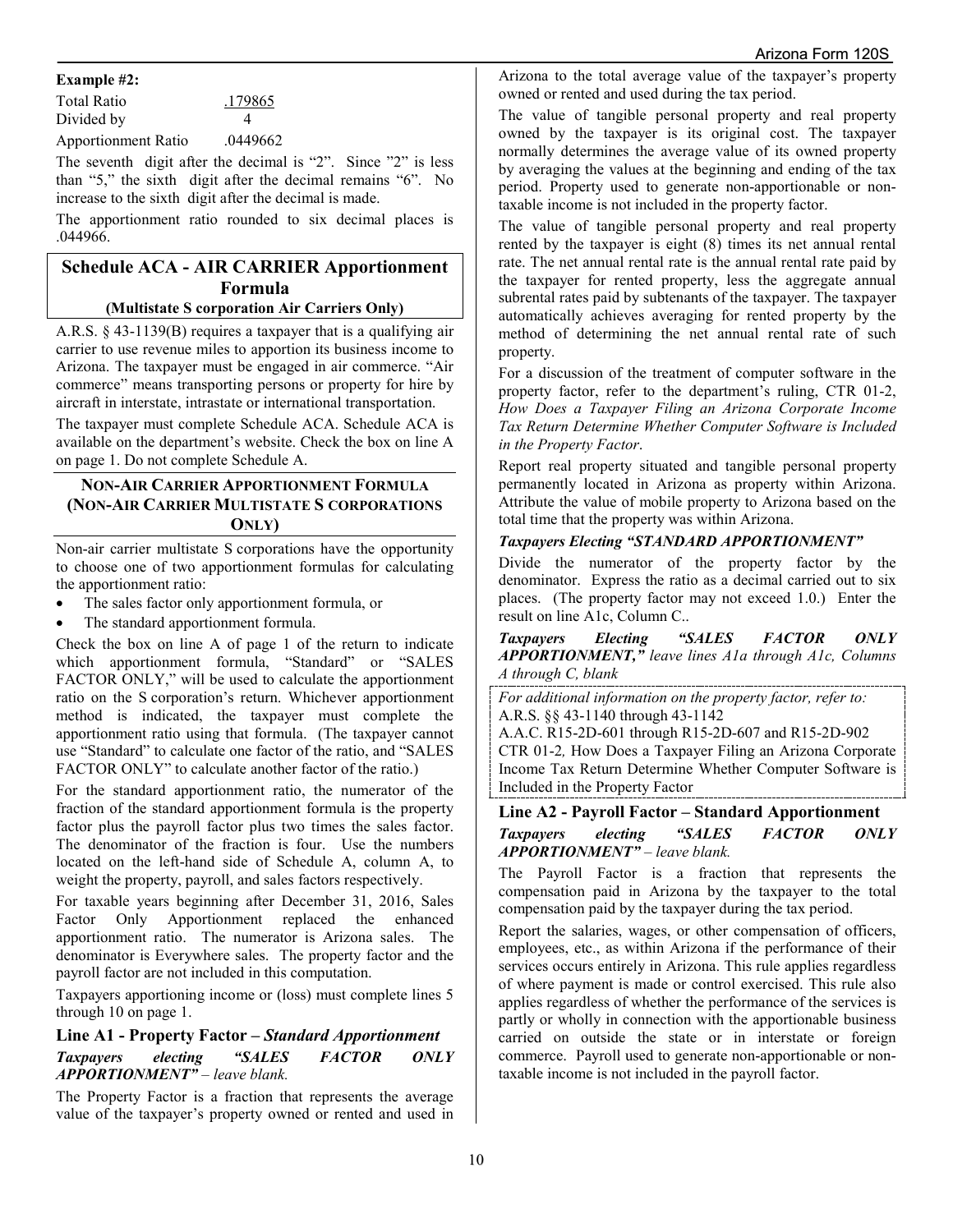**Example #2:**

| | |
|---|---|
| Total Ratio | .179865 |
| Divided by | 4 |
| Apportionment Ratio | .0449662 |

The seventh digit after the decimal is "2". Since "2" is less than "5," the sixth digit after the decimal remains "6". No increase to the sixth digit after the decimal is made.

The apportionment ratio rounded to six decimal places is .044966.

## Schedule ACA - AIR CARRIER Apportionment Formula

**(Multistate S corporation Air Carriers Only)**

A.R.S. § 43-1139(B) requires a taxpayer that is a qualifying air carrier to use revenue miles to apportion its business income to Arizona. The taxpayer must be engaged in air commerce. "Air commerce" means transporting persons or property for hire by aircraft in interstate, intrastate or international transportation.

The taxpayer must complete Schedule ACA. Schedule ACA is available on the department's website. Check the box on line A on page 1. Do not complete Schedule A.

### NON-AIR CARRIER APPORTIONMENT FORMULA (NON-AIR CARRIER MULTISTATE S CORPORATIONS ONLY)

Non-air carrier multistate S corporations have the opportunity to choose one of two apportionment formulas for calculating the apportionment ratio:

- The sales factor only apportionment formula, or
- The standard apportionment formula.

Check the box on line A of page 1 of the return to indicate which apportionment formula, "Standard" or "SALES FACTOR ONLY," will be used to calculate the apportionment ratio on the S corporation's return. Whichever apportionment method is indicated, the taxpayer must complete the apportionment ratio using that formula. (The taxpayer cannot use "Standard" to calculate one factor of the ratio, and "SALES FACTOR ONLY" to calculate another factor of the ratio.)

For the standard apportionment ratio, the numerator of the fraction of the standard apportionment formula is the property factor plus the payroll factor plus two times the sales factor. The denominator of the fraction is four. Use the numbers located on the left-hand side of Schedule A, column A, to weight the property, payroll, and sales factors respectively.

For taxable years beginning after December 31, 2016, Sales Factor Only Apportionment replaced the enhanced apportionment ratio. The numerator is Arizona sales. The denominator is Everywhere sales. The property factor and the payroll factor are not included in this computation.

Taxpayers apportioning income or (loss) must complete lines 5 through 10 on page 1.

### Line A1 - Property Factor – *Standard Apportionment*

***Taxpayers electing "SALES FACTOR ONLY APPORTIONMENT"** – leave blank.*

The Property Factor is a fraction that represents the average value of the taxpayer's property owned or rented and used in Arizona to the total average value of the taxpayer's property owned or rented and used during the tax period.

The value of tangible personal property and real property owned by the taxpayer is its original cost. The taxpayer normally determines the average value of its owned property by averaging the values at the beginning and ending of the tax period. Property used to generate non-apportionable or non-taxable income is not included in the property factor.

The value of tangible personal property and real property rented by the taxpayer is eight (8) times its net annual rental rate. The net annual rental rate is the annual rental rate paid by the taxpayer for rented property, less the aggregate annual subrental rates paid by subtenants of the taxpayer. The taxpayer automatically achieves averaging for rented property by the method of determining the net annual rental rate of such property.

For a discussion of the treatment of computer software in the property factor, refer to the department's ruling, CTR 01-2, *How Does a Taxpayer Filing an Arizona Corporate Income Tax Return Determine Whether Computer Software is Included in the Property Factor*.

Report real property situated and tangible personal property permanently located in Arizona as property within Arizona. Attribute the value of mobile property to Arizona based on the total time that the property was within Arizona.

***Taxpayers Electing "STANDARD APPORTIONMENT"***

Divide the numerator of the property factor by the denominator. Express the ratio as a decimal carried out to six places. (The property factor may not exceed 1.0.) Enter the result on line A1c, Column C..

***Taxpayers Electing "SALES FACTOR ONLY APPORTIONMENT,"*** *leave lines A1a through A1c, Columns A through C, blank*

*For additional information on the property factor, refer to:*
A.R.S. §§ 43-1140 through 43-1142
A.A.C. R15-2D-601 through R15-2D-607 and R15-2D-902
CTR 01-2*,* How Does a Taxpayer Filing an Arizona Corporate Income Tax Return Determine Whether Computer Software is Included in the Property Factor

### Line A2 - Payroll Factor – Standard Apportionment

***Taxpayers electing "SALES FACTOR ONLY APPORTIONMENT"** – leave blank.*

The Payroll Factor is a fraction that represents the compensation paid in Arizona by the taxpayer to the total compensation paid by the taxpayer during the tax period.

Report the salaries, wages, or other compensation of officers, employees, etc., as within Arizona if the performance of their services occurs entirely in Arizona. This rule applies regardless of where payment is made or control exercised. This rule also applies regardless of whether the performance of the services is partly or wholly in connection with the apportionable business carried on outside the state or in interstate or foreign commerce. Payroll used to generate non-apportionable or non-taxable income is not included in the payroll factor.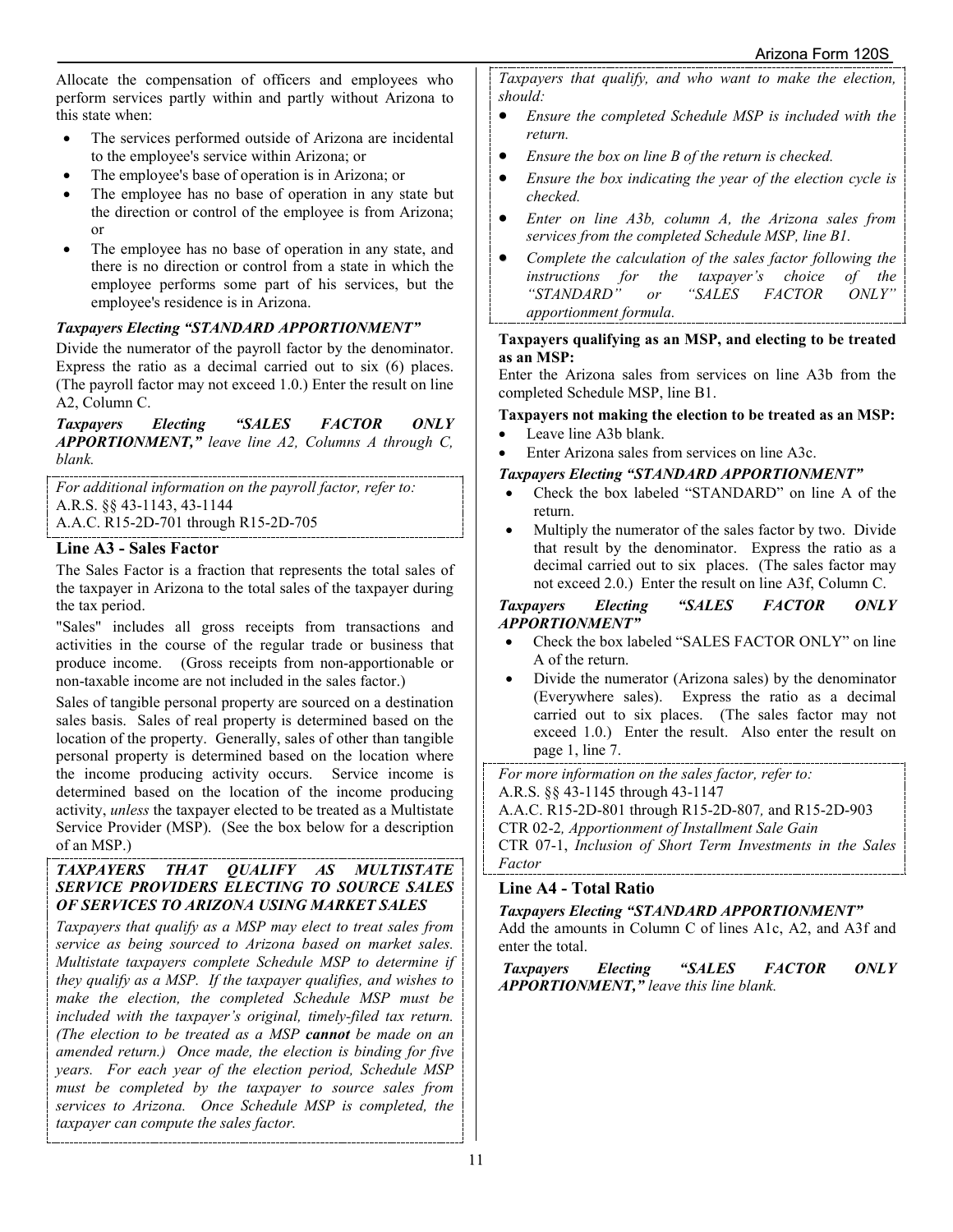Allocate the compensation of officers and employees who perform services partly within and partly without Arizona to this state when:

- The services performed outside of Arizona are incidental to the employee's service within Arizona; or
- The employee's base of operation is in Arizona; or
- The employee has no base of operation in any state but the direction or control of the employee is from Arizona; or
- The employee has no base of operation in any state, and there is no direction or control from a state in which the employee performs some part of his services, but the employee's residence is in Arizona.

***Taxpayers Electing "STANDARD APPORTIONMENT"***

Divide the numerator of the payroll factor by the denominator. Express the ratio as a decimal carried out to six (6) places. (The payroll factor may not exceed 1.0.) Enter the result on line A2, Column C.

***Taxpayers Electing "SALES FACTOR ONLY APPORTIONMENT,"*** *leave line A2, Columns A through C, blank.*

*For additional information on the payroll factor, refer to:*
A.R.S. §§ 43-1143, 43-1144
A.A.C. R15-2D-701 through R15-2D-705

### Line A3 - Sales Factor

The Sales Factor is a fraction that represents the total sales of the taxpayer in Arizona to the total sales of the taxpayer during the tax period.

"Sales" includes all gross receipts from transactions and activities in the course of the regular trade or business that produce income. (Gross receipts from non-apportionable or non-taxable income are not included in the sales factor.)

Sales of tangible personal property are sourced on a destination sales basis. Sales of real property is determined based on the location of the property. Generally, sales of other than tangible personal property is determined based on the location where the income producing activity occurs. Service income is determined based on the location of the income producing activity, *unless* the taxpayer elected to be treated as a Multistate Service Provider (MSP). (See the box below for a description of an MSP.)

***TAXPAYERS THAT QUALIFY AS MULTISTATE SERVICE PROVIDERS ELECTING TO SOURCE SALES OF SERVICES TO ARIZONA USING MARKET SALES***

*Taxpayers that qualify as a MSP may elect to treat sales from service as being sourced to Arizona based on market sales. Multistate taxpayers complete Schedule MSP to determine if they qualify as a MSP. If the taxpayer qualifies, and wishes to make the election, the completed Schedule MSP must be included with the taxpayer's original, timely-filed tax return. (The election to be treated as a MSP* ***cannot*** *be made on an amended return.) Once made, the election is binding for five years. For each year of the election period, Schedule MSP must be completed by the taxpayer to source sales from services to Arizona. Once Schedule MSP is completed, the taxpayer can compute the sales factor.*

*Taxpayers that qualify, and who want to make the election, should:*

- *Ensure the completed Schedule MSP is included with the return.*
- *Ensure the box on line B of the return is checked.*
- *Ensure the box indicating the year of the election cycle is checked.*
- *Enter on line A3b, column A, the Arizona sales from services from the completed Schedule MSP, line B1.*
- *Complete the calculation of the sales factor following the instructions for the taxpayer's choice of the "STANDARD" or "SALES FACTOR ONLY" apportionment formula.*

**Taxpayers qualifying as an MSP, and electing to be treated as an MSP:**

Enter the Arizona sales from services on line A3b from the completed Schedule MSP, line B1.

**Taxpayers not making the election to be treated as an MSP:**

- Leave line A3b blank.
- Enter Arizona sales from services on line A3c.

***Taxpayers Electing "STANDARD APPORTIONMENT"***

- Check the box labeled "STANDARD" on line A of the return.
- Multiply the numerator of the sales factor by two. Divide that result by the denominator. Express the ratio as a decimal carried out to six places. (The sales factor may not exceed 2.0.) Enter the result on line A3f, Column C.

***Taxpayers Electing "SALES FACTOR ONLY APPORTIONMENT"***

- Check the box labeled "SALES FACTOR ONLY" on line A of the return.
- Divide the numerator (Arizona sales) by the denominator (Everywhere sales). Express the ratio as a decimal carried out to six places. (The sales factor may not exceed 1.0.) Enter the result. Also enter the result on page 1, line 7.

*For more information on the sales factor, refer to:*
A.R.S. §§ 43-1145 through 43-1147
A.A.C. R15-2D-801 through R15-2D-807*,* and R15-2D-903
CTR 02-2*, Apportionment of Installment Sale Gain*
CTR 07-1, *Inclusion of Short Term Investments in the Sales Factor*

### Line A4 - Total Ratio

***Taxpayers Electing "STANDARD APPORTIONMENT"***

Add the amounts in Column C of lines A1c, A2, and A3f and enter the total.

***Taxpayers Electing "SALES FACTOR ONLY APPORTIONMENT,"*** *leave this line blank.*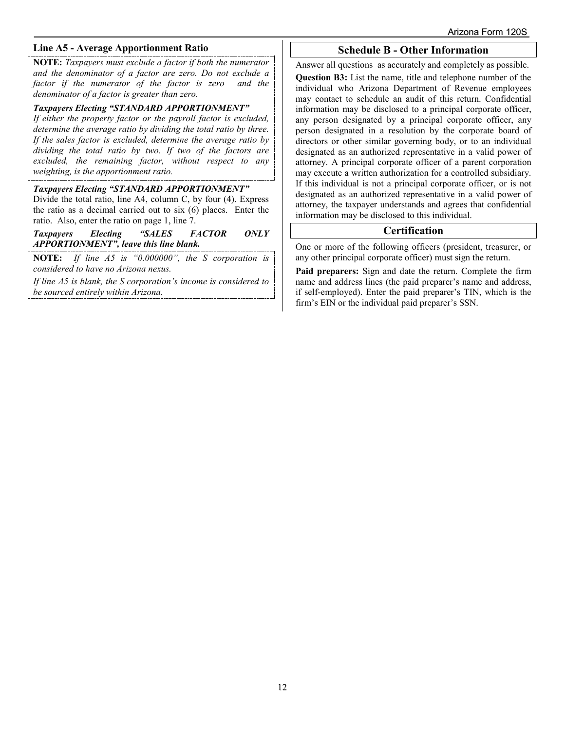### Line A5 - Average Apportionment Ratio

**NOTE:** *Taxpayers must exclude a factor if both the numerator and the denominator of a factor are zero. Do not exclude a factor if the numerator of the factor is zero and the denominator of a factor is greater than zero.*

***Taxpayers Electing "STANDARD APPORTIONMENT"***

*If either the property factor or the payroll factor is excluded, determine the average ratio by dividing the total ratio by three. If the sales factor is excluded, determine the average ratio by dividing the total ratio by two. If two of the factors are excluded, the remaining factor, without respect to any weighting, is the apportionment ratio.*

***Taxpayers Electing "STANDARD APPORTIONMENT"***

Divide the total ratio, line A4, column C, by four (4). Express the ratio as a decimal carried out to six (6) places. Enter the ratio. Also, enter the ratio on page 1, line 7.

***Taxpayers Electing "SALES FACTOR ONLY APPORTIONMENT", leave this line blank.***

**NOTE:** *If line A5 is "0.000000", the S corporation is considered to have no Arizona nexus.*

*If line A5 is blank, the S corporation's income is considered to be sourced entirely within Arizona.*

## Schedule B - Other Information

Answer all questions as accurately and completely as possible.

**Question B3:** List the name, title and telephone number of the individual who Arizona Department of Revenue employees may contact to schedule an audit of this return. Confidential information may be disclosed to a principal corporate officer, any person designated by a principal corporate officer, any person designated in a resolution by the corporate board of directors or other similar governing body, or to an individual designated as an authorized representative in a valid power of attorney. A principal corporate officer of a parent corporation may execute a written authorization for a controlled subsidiary. If this individual is not a principal corporate officer, or is not designated as an authorized representative in a valid power of attorney, the taxpayer understands and agrees that confidential information may be disclosed to this individual.

## Certification

One or more of the following officers (president, treasurer, or any other principal corporate officer) must sign the return.

**Paid preparers:** Sign and date the return. Complete the firm name and address lines (the paid preparer's name and address, if self-employed). Enter the paid preparer's TIN, which is the firm's EIN or the individual paid preparer's SSN.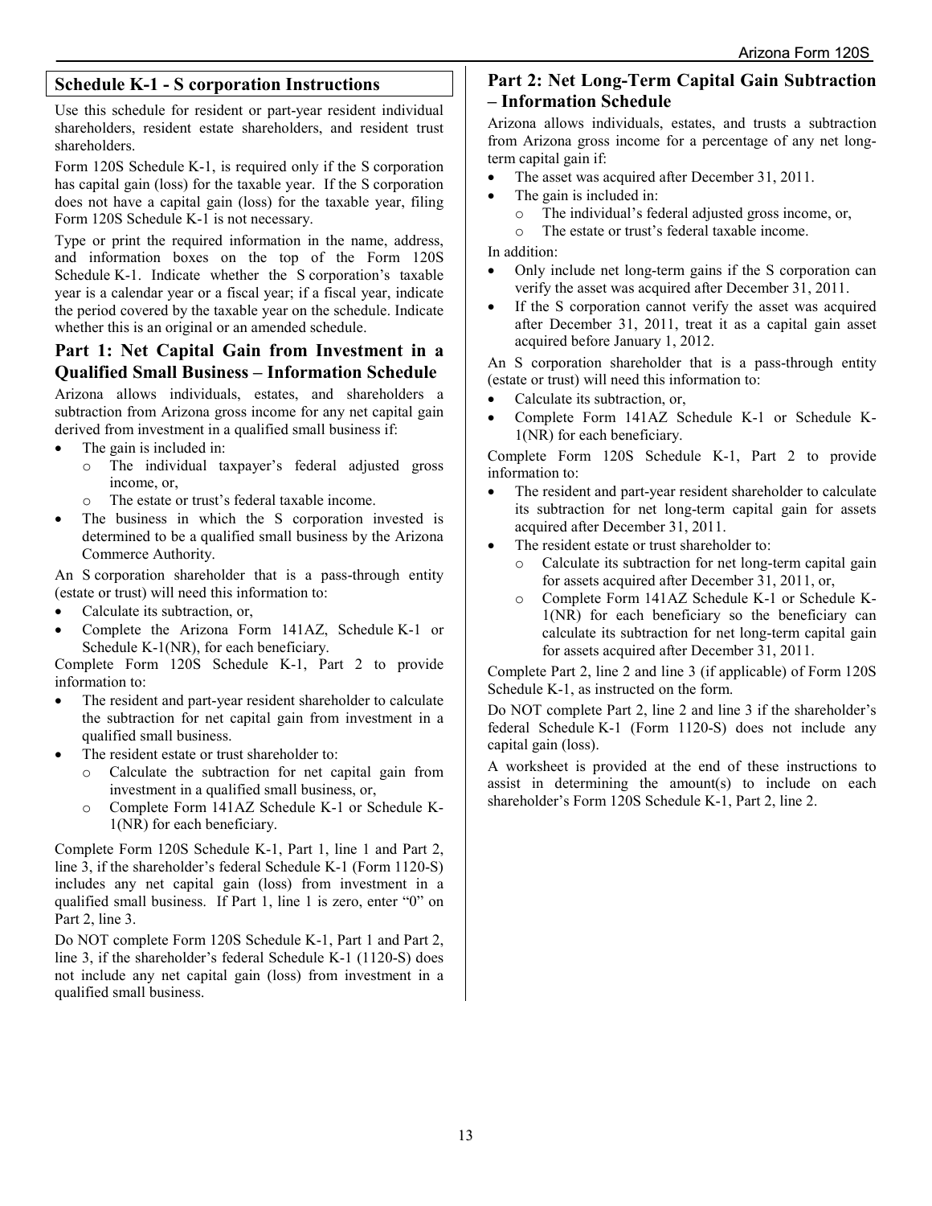## Schedule K-1 - S corporation Instructions

Use this schedule for resident or part-year resident individual shareholders, resident estate shareholders, and resident trust shareholders.

Form 120S Schedule K-1, is required only if the S corporation has capital gain (loss) for the taxable year. If the S corporation does not have a capital gain (loss) for the taxable year, filing Form 120S Schedule K-1 is not necessary.

Type or print the required information in the name, address, and information boxes on the top of the Form 120S Schedule K-1. Indicate whether the S corporation's taxable year is a calendar year or a fiscal year; if a fiscal year, indicate the period covered by the taxable year on the schedule. Indicate whether this is an original or an amended schedule.

### Part 1: Net Capital Gain from Investment in a Qualified Small Business – Information Schedule

Arizona allows individuals, estates, and shareholders a subtraction from Arizona gross income for any net capital gain derived from investment in a qualified small business if:

- The gain is included in:
  - The individual taxpayer's federal adjusted gross income, or,
  - The estate or trust's federal taxable income.
- The business in which the S corporation invested is determined to be a qualified small business by the Arizona Commerce Authority.

An S corporation shareholder that is a pass-through entity (estate or trust) will need this information to:

- Calculate its subtraction, or,
- Complete the Arizona Form 141AZ, Schedule K-1 or Schedule K-1(NR), for each beneficiary.

Complete Form 120S Schedule K-1, Part 2 to provide information to:

- The resident and part-year resident shareholder to calculate the subtraction for net capital gain from investment in a qualified small business.
- The resident estate or trust shareholder to:
  - Calculate the subtraction for net capital gain from investment in a qualified small business, or,
  - Complete Form 141AZ Schedule K-1 or Schedule K-1(NR) for each beneficiary.

Complete Form 120S Schedule K-1, Part 1, line 1 and Part 2, line 3, if the shareholder's federal Schedule K-1 (Form 1120-S) includes any net capital gain (loss) from investment in a qualified small business. If Part 1, line 1 is zero, enter "0" on Part 2, line 3.

Do NOT complete Form 120S Schedule K-1, Part 1 and Part 2, line 3, if the shareholder's federal Schedule K-1 (1120-S) does not include any net capital gain (loss) from investment in a qualified small business.

### Part 2: Net Long-Term Capital Gain Subtraction – Information Schedule

Arizona allows individuals, estates, and trusts a subtraction from Arizona gross income for a percentage of any net long-term capital gain if:

- The asset was acquired after December 31, 2011.
- The gain is included in:
  - The individual's federal adjusted gross income, or,
  - The estate or trust's federal taxable income.

In addition:

- Only include net long-term gains if the S corporation can verify the asset was acquired after December 31, 2011.
- If the S corporation cannot verify the asset was acquired after December 31, 2011, treat it as a capital gain asset acquired before January 1, 2012.

An S corporation shareholder that is a pass-through entity (estate or trust) will need this information to:

- Calculate its subtraction, or,
- Complete Form 141AZ Schedule K-1 or Schedule K-1(NR) for each beneficiary.

Complete Form 120S Schedule K-1, Part 2 to provide information to:

- The resident and part-year resident shareholder to calculate its subtraction for net long-term capital gain for assets acquired after December 31, 2011.
- The resident estate or trust shareholder to:
  - Calculate its subtraction for net long-term capital gain for assets acquired after December 31, 2011, or,
  - Complete Form 141AZ Schedule K-1 or Schedule K-1(NR) for each beneficiary so the beneficiary can calculate its subtraction for net long-term capital gain for assets acquired after December 31, 2011.

Complete Part 2, line 2 and line 3 (if applicable) of Form 120S Schedule K-1, as instructed on the form.

Do NOT complete Part 2, line 2 and line 3 if the shareholder's federal Schedule K-1 (Form 1120-S) does not include any capital gain (loss).

A worksheet is provided at the end of these instructions to assist in determining the amount(s) to include on each shareholder's Form 120S Schedule K-1, Part 2, line 2.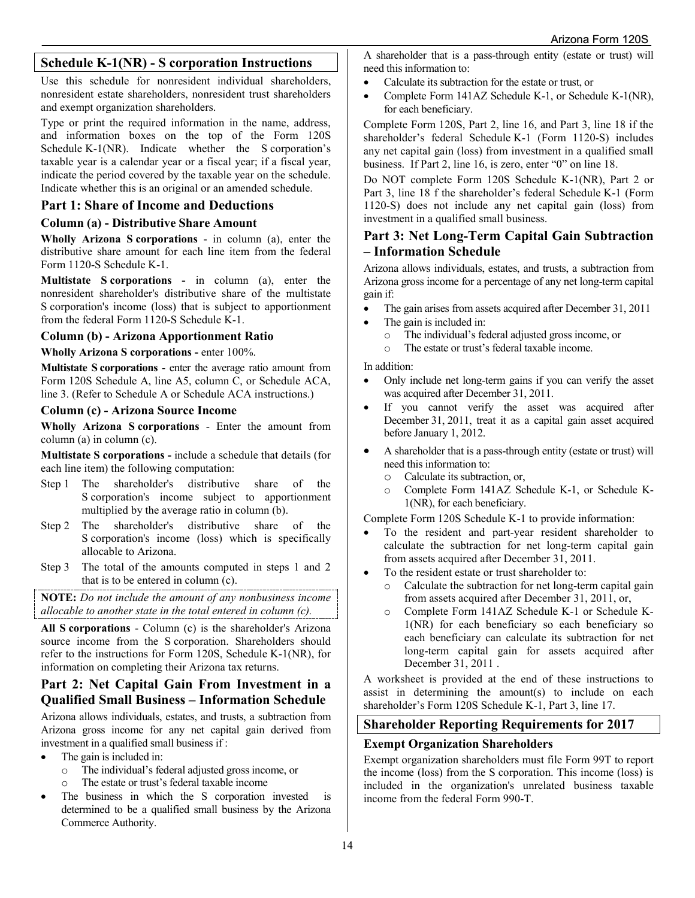## Schedule K-1(NR) - S corporation Instructions

Use this schedule for nonresident individual shareholders, nonresident estate shareholders, nonresident trust shareholders and exempt organization shareholders.

Type or print the required information in the name, address, and information boxes on the top of the Form 120S Schedule K-1(NR). Indicate whether the S corporation's taxable year is a calendar year or a fiscal year; if a fiscal year, indicate the period covered by the taxable year on the schedule. Indicate whether this is an original or an amended schedule.

### Part 1: Share of Income and Deductions

#### Column (a) - Distributive Share Amount

**Wholly Arizona S corporations** - in column (a), enter the distributive share amount for each line item from the federal Form 1120-S Schedule K-1.

**Multistate S corporations -** in column (a), enter the nonresident shareholder's distributive share of the multistate S corporation's income (loss) that is subject to apportionment from the federal Form 1120-S Schedule K-1.

#### Column (b) - Arizona Apportionment Ratio

**Wholly Arizona S corporations -** enter 100%.

**Multistate S corporations** - enter the average ratio amount from Form 120S Schedule A, line A5, column C, or Schedule ACA, line 3. (Refer to Schedule A or Schedule ACA instructions.)

#### Column (c) - Arizona Source Income

**Wholly Arizona S corporations** - Enter the amount from column (a) in column (c).

**Multistate S corporations -** include a schedule that details (for each line item) the following computation:

Step 1 The shareholder's distributive share of the S corporation's income subject to apportionment multiplied by the average ratio in column (b).

Step 2 The shareholder's distributive share of the S corporation's income (loss) which is specifically allocable to Arizona.

Step 3 The total of the amounts computed in steps 1 and 2 that is to be entered in column (c).

**NOTE:** *Do not include the amount of any nonbusiness income allocable to another state in the total entered in column (c).*

**All S corporations** - Column (c) is the shareholder's Arizona source income from the S corporation. Shareholders should refer to the instructions for Form 120S, Schedule K-1(NR), for information on completing their Arizona tax returns.

### Part 2: Net Capital Gain From Investment in a Qualified Small Business – Information Schedule

Arizona allows individuals, estates, and trusts, a subtraction from Arizona gross income for any net capital gain derived from investment in a qualified small business if :

- The gain is included in:
  - The individual's federal adjusted gross income, or
  - The estate or trust's federal taxable income
- The business in which the S corporation invested is determined to be a qualified small business by the Arizona Commerce Authority.

A shareholder that is a pass-through entity (estate or trust) will need this information to:

- Calculate its subtraction for the estate or trust, or
- Complete Form 141AZ Schedule K-1, or Schedule K-1(NR), for each beneficiary.

Complete Form 120S, Part 2, line 16, and Part 3, line 18 if the shareholder's federal Schedule K-1 (Form 1120-S) includes any net capital gain (loss) from investment in a qualified small business. If Part 2, line 16, is zero, enter "0" on line 18.

Do NOT complete Form 120S Schedule K-1(NR), Part 2 or Part 3, line 18 f the shareholder's federal Schedule K-1 (Form 1120-S) does not include any net capital gain (loss) from investment in a qualified small business.

### Part 3: Net Long-Term Capital Gain Subtraction – Information Schedule

Arizona allows individuals, estates, and trusts, a subtraction from Arizona gross income for a percentage of any net long-term capital gain if:

- The gain arises from assets acquired after December 31, 2011
- The gain is included in:
  - The individual's federal adjusted gross income, or
  - The estate or trust's federal taxable income.

In addition:

- Only include net long-term gains if you can verify the asset was acquired after December 31, 2011.
- If you cannot verify the asset was acquired after December 31, 2011, treat it as a capital gain asset acquired before January 1, 2012.
- A shareholder that is a pass-through entity (estate or trust) will need this information to:
  - Calculate its subtraction, or,
  - Complete Form 141AZ Schedule K-1, or Schedule K-1(NR), for each beneficiary.

Complete Form 120S Schedule K-1 to provide information:

- To the resident and part-year resident shareholder to calculate the subtraction for net long-term capital gain from assets acquired after December 31, 2011.
- To the resident estate or trust shareholder to:
  - Calculate the subtraction for net long-term capital gain from assets acquired after December 31, 2011, or,
  - Complete Form 141AZ Schedule K-1 or Schedule K-1(NR) for each beneficiary so each beneficiary so each beneficiary can calculate its subtraction for net long-term capital gain for assets acquired after December 31, 2011 .

A worksheet is provided at the end of these instructions to assist in determining the amount(s) to include on each shareholder's Form 120S Schedule K-1, Part 3, line 17.

## Shareholder Reporting Requirements for 2017

#### Exempt Organization Shareholders

Exempt organization shareholders must file Form 99T to report the income (loss) from the S corporation. This income (loss) is included in the organization's unrelated business taxable income from the federal Form 990-T.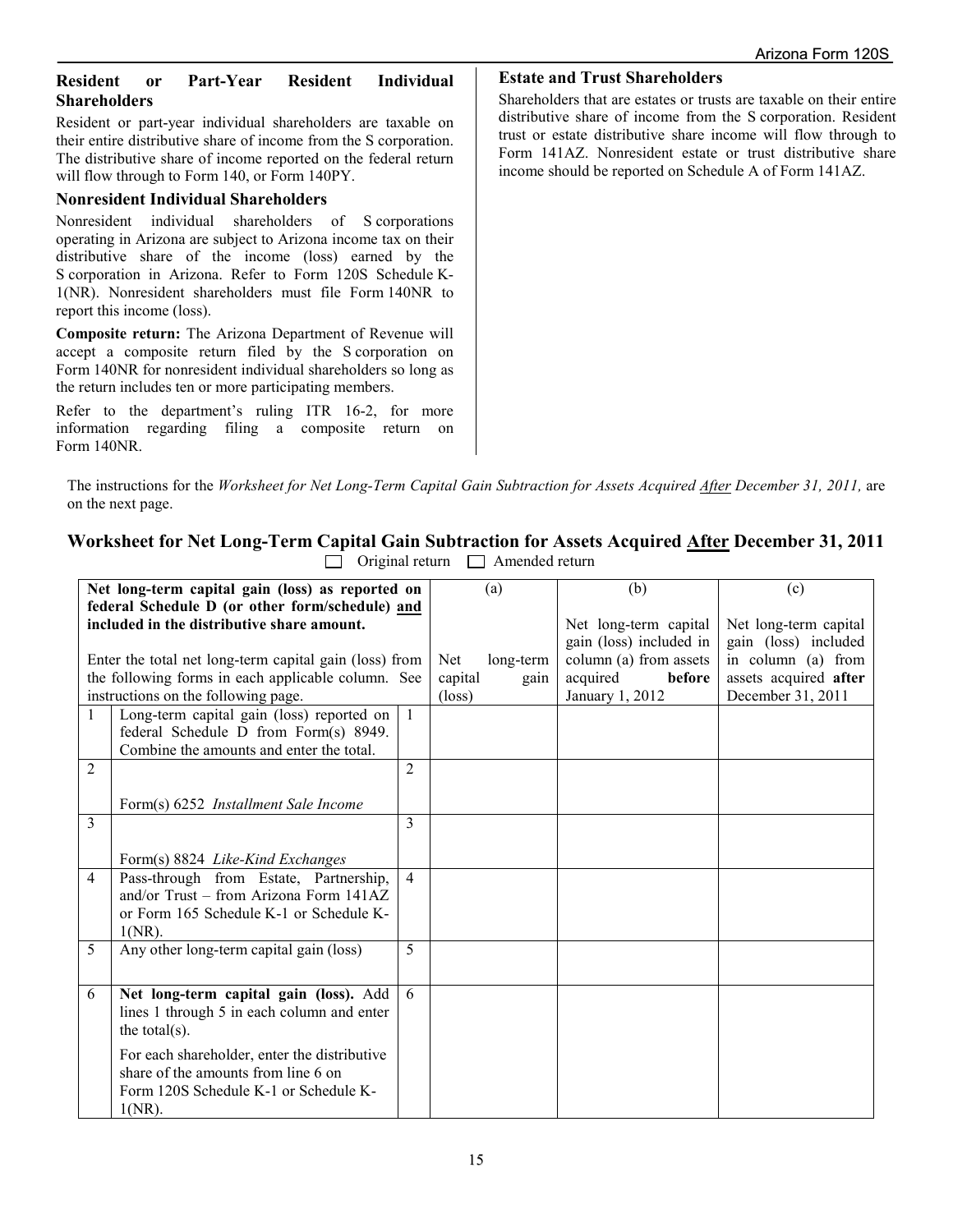### Resident or Part-Year Resident Individual Shareholders

Resident or part-year individual shareholders are taxable on their entire distributive share of income from the S corporation. The distributive share of income reported on the federal return will flow through to Form 140, or Form 140PY.

### Nonresident Individual Shareholders

Nonresident individual shareholders of S corporations operating in Arizona are subject to Arizona income tax on their distributive share of the income (loss) earned by the S corporation in Arizona. Refer to Form 120S Schedule K-1(NR). Nonresident shareholders must file Form 140NR to report this income (loss).

**Composite return:** The Arizona Department of Revenue will accept a composite return filed by the S corporation on Form 140NR for nonresident individual shareholders so long as the return includes ten or more participating members.

Refer to the department's ruling ITR 16-2, for more information regarding filing a composite return on Form 140NR.

### Estate and Trust Shareholders

Shareholders that are estates or trusts are taxable on their entire distributive share of income from the S corporation. Resident trust or estate distributive share income will flow through to Form 141AZ. Nonresident estate or trust distributive share income should be reported on Schedule A of Form 141AZ.

The instructions for the *Worksheet for Net Long-Term Capital Gain Subtraction for Assets Acquired After December 31, 2011,* are on the next page.

## Worksheet for Net Long-Term Capital Gain Subtraction for Assets Acquired After December 31, 2011

☐ Original return ☐ Amended return

| | **Net long-term capital gain (loss) as reported on federal Schedule D (or other form/schedule) and included in the distributive share amount.**<br><br>Enter the total net long-term capital gain (loss) from the following forms in each applicable column. See instructions on the following page. | | (a)<br><br>Net long-term capital gain (loss) | (b)<br><br>Net long-term capital gain (loss) included in column (a) from assets acquired **before** January 1, 2012 | (c)<br><br>Net long-term capital gain (loss) included in column (a) from assets acquired **after** December 31, 2011 |
|---|---|---|---|---|---|
| 1 | Long-term capital gain (loss) reported on federal Schedule D from Form(s) 8949. Combine the amounts and enter the total. | 1 | | | |
| 2 | Form(s) 6252 *Installment Sale Income* | 2 | | | |
| 3 | Form(s) 8824 *Like-Kind Exchanges* | 3 | | | |
| 4 | Pass-through from Estate, Partnership, and/or Trust – from Arizona Form 141AZ or Form 165 Schedule K-1 or Schedule K-1(NR). | 4 | | | |
| 5 | Any other long-term capital gain (loss) | 5 | | | |
| 6 | **Net long-term capital gain (loss).** Add lines 1 through 5 in each column and enter the total(s).<br><br>For each shareholder, enter the distributive share of the amounts from line 6 on Form 120S Schedule K-1 or Schedule K-1(NR). | 6 | | | |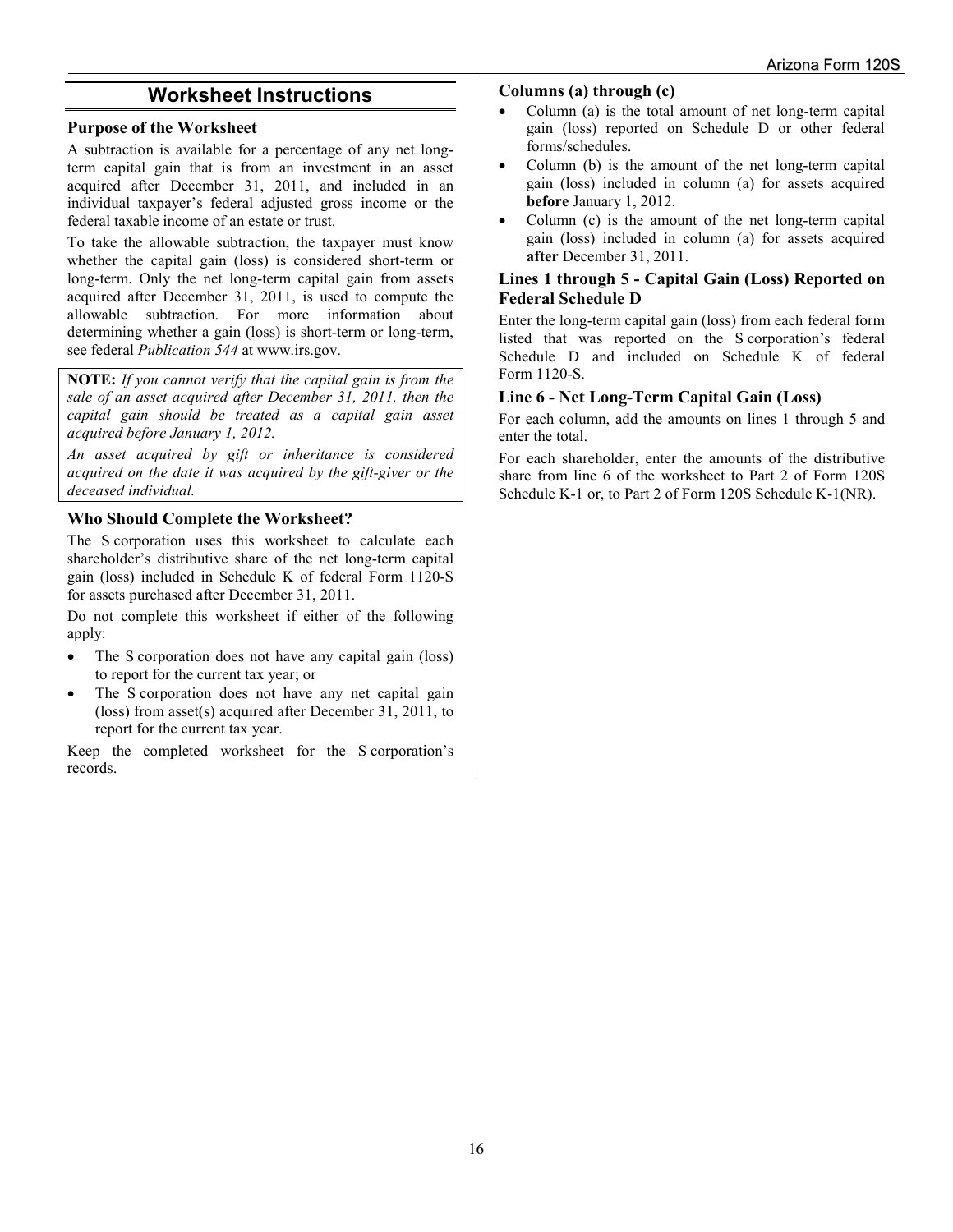## Worksheet Instructions

### Purpose of the Worksheet

A subtraction is available for a percentage of any net long-term capital gain that is from an investment in an asset acquired after December 31, 2011, and included in an individual taxpayer's federal adjusted gross income or the federal taxable income of an estate or trust.

To take the allowable subtraction, the taxpayer must know whether the capital gain (loss) is considered short-term or long-term. Only the net long-term capital gain from assets acquired after December 31, 2011, is used to compute the allowable subtraction. For more information about determining whether a gain (loss) is short-term or long-term, see federal *Publication 544* at www.irs.gov.

**NOTE:** *If you cannot verify that the capital gain is from the sale of an asset acquired after December 31, 2011, then the capital gain should be treated as a capital gain asset acquired before January 1, 2012.*

*An asset acquired by gift or inheritance is considered acquired on the date it was acquired by the gift-giver or the deceased individual.*

### Who Should Complete the Worksheet?

The S corporation uses this worksheet to calculate each shareholder's distributive share of the net long-term capital gain (loss) included in Schedule K of federal Form 1120-S for assets purchased after December 31, 2011.

Do not complete this worksheet if either of the following apply:

- The S corporation does not have any capital gain (loss) to report for the current tax year; or
- The S corporation does not have any net capital gain (loss) from asset(s) acquired after December 31, 2011, to report for the current tax year.

Keep the completed worksheet for the S corporation's records.

### Columns (a) through (c)

- Column (a) is the total amount of net long-term capital gain (loss) reported on Schedule D or other federal forms/schedules.
- Column (b) is the amount of the net long-term capital gain (loss) included in column (a) for assets acquired **before** January 1, 2012.
- Column (c) is the amount of the net long-term capital gain (loss) included in column (a) for assets acquired **after** December 31, 2011.

### Lines 1 through 5 - Capital Gain (Loss) Reported on Federal Schedule D

Enter the long-term capital gain (loss) from each federal form listed that was reported on the S corporation's federal Schedule D and included on Schedule K of federal Form 1120-S.

### Line 6 - Net Long-Term Capital Gain (Loss)

For each column, add the amounts on lines 1 through 5 and enter the total.

For each shareholder, enter the amounts of the distributive share from line 6 of the worksheet to Part 2 of Form 120S Schedule K-1 or, to Part 2 of Form 120S Schedule K-1(NR).